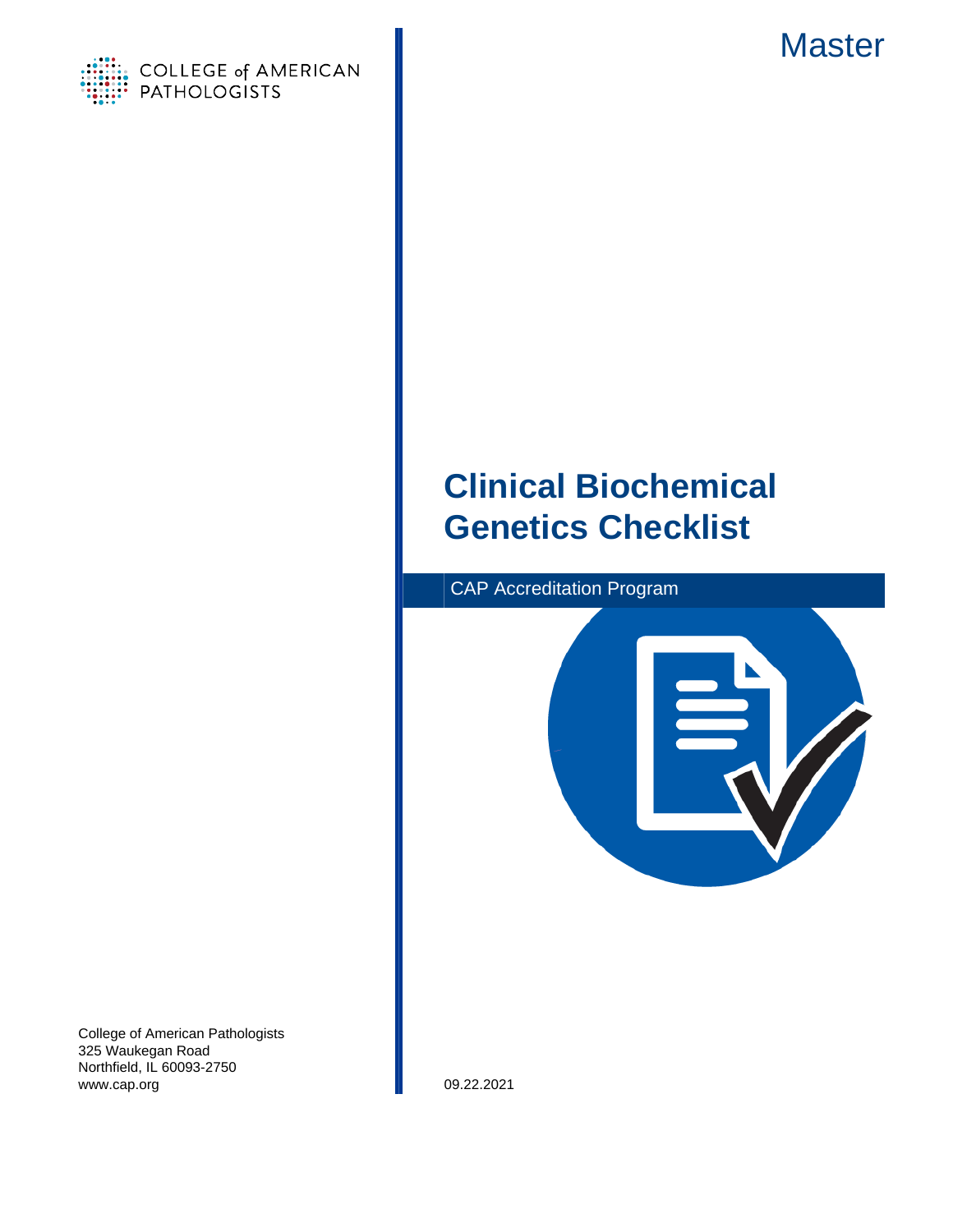COLLEGE of AMERICAN PATHOLOGISTS

Master

# Clinical Biochemical Genetics Checklist

CAP Accreditation Program

College of American Pathologists
325 Waukegan Road
Northfield, IL 60093-2750
www.cap.org

09.22.2021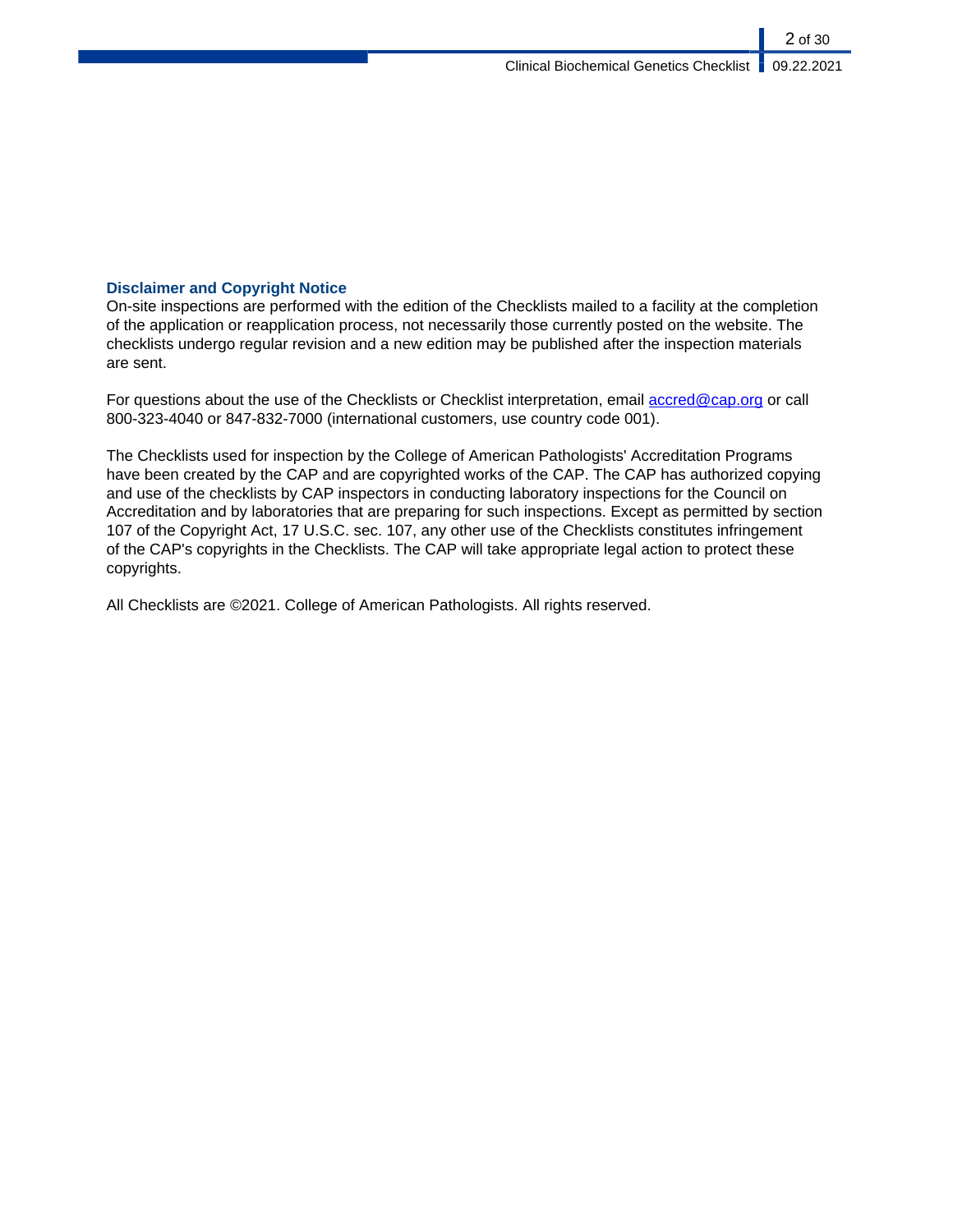## Disclaimer and Copyright Notice

On-site inspections are performed with the edition of the Checklists mailed to a facility at the completion of the application or reapplication process, not necessarily those currently posted on the website. The checklists undergo regular revision and a new edition may be published after the inspection materials are sent.

For questions about the use of the Checklists or Checklist interpretation, email [accred@cap.org](mailto:accred@cap.org) or call 800-323-4040 or 847-832-7000 (international customers, use country code 001).

The Checklists used for inspection by the College of American Pathologists' Accreditation Programs have been created by the CAP and are copyrighted works of the CAP. The CAP has authorized copying and use of the checklists by CAP inspectors in conducting laboratory inspections for the Council on Accreditation and by laboratories that are preparing for such inspections. Except as permitted by section 107 of the Copyright Act, 17 U.S.C. sec. 107, any other use of the Checklists constitutes infringement of the CAP's copyrights in the Checklists. The CAP will take appropriate legal action to protect these copyrights.

All Checklists are ©2021. College of American Pathologists. All rights reserved.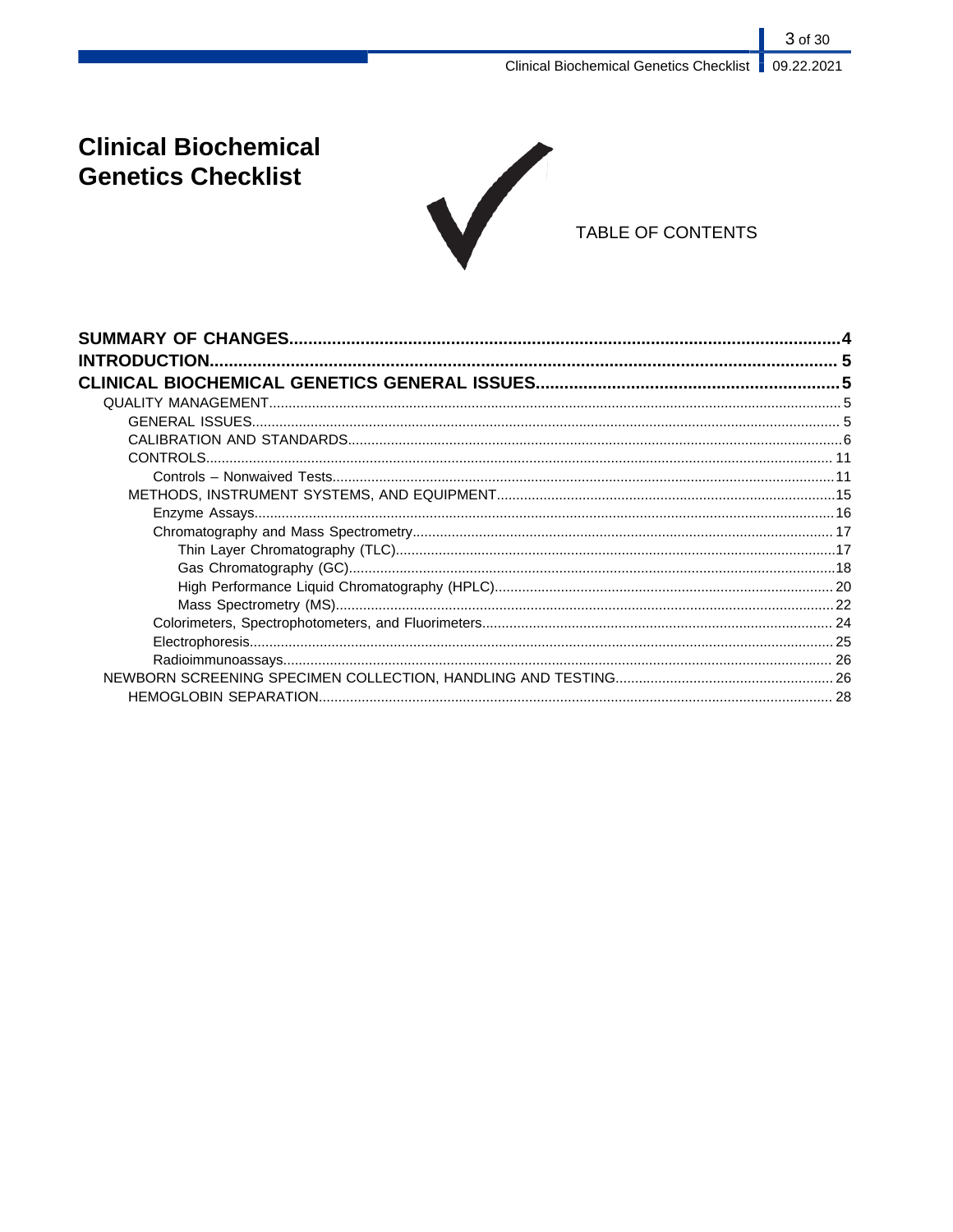# Clinical Biochemical Genetics Checklist

TABLE OF CONTENTS

**SUMMARY OF CHANGES....................................................................................4**
**INTRODUCTION.............................................................................................. 5**
**CLINICAL BIOCHEMICAL GENETICS GENERAL ISSUES...........................................5**

- QUALITY MANAGEMENT..................................................................................5
  - GENERAL ISSUES........................................................................................ 5
  - CALIBRATION AND STANDARDS.....................................................................6
  - CONTROLS.................................................................................................. 11
    - Controls – Nonwaived Tests.......................................................................11
  - METHODS, INSTRUMENT SYSTEMS, AND EQUIPMENT......................................15
    - Enzyme Assays..........................................................................................16
    - Chromatography and Mass Spectrometry...................................................... 17
      - Thin Layer Chromatography (TLC)...........................................................17
      - Gas Chromatography (GC)......................................................................18
      - High Performance Liquid Chromatography (HPLC)..................................... 20
      - Mass Spectrometry (MS).........................................................................22
    - Colorimeters, Spectrophotometers, and Fluorimeters...................................... 24
    - Electrophoresis.......................................................................................... 25
    - Radioimmunoassays.................................................................................. 26
- NEWBORN SCREENING SPECIMEN COLLECTION, HANDLING AND TESTING............... 26
  - HEMOGLOBIN SEPARATION........................................................................... 28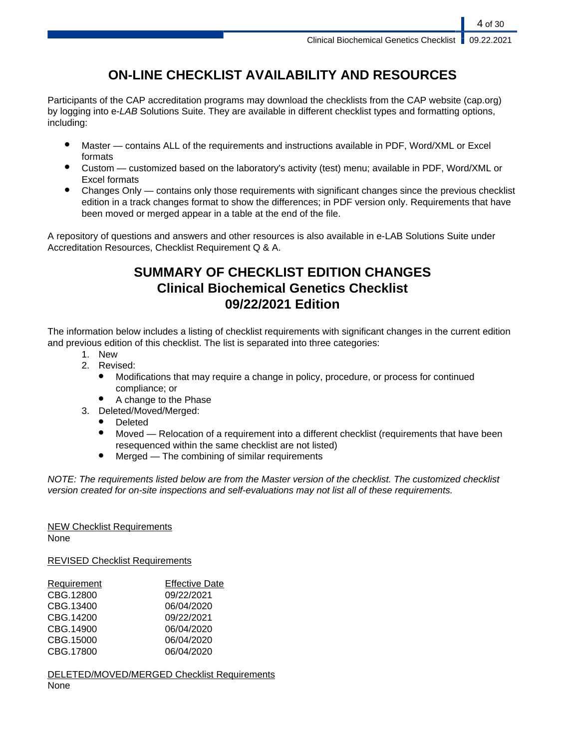# ON-LINE CHECKLIST AVAILABILITY AND RESOURCES

Participants of the CAP accreditation programs may download the checklists from the CAP website (cap.org) by logging into e-*LAB* Solutions Suite. They are available in different checklist types and formatting options, including:

- Master — contains ALL of the requirements and instructions available in PDF, Word/XML or Excel formats
- Custom — customized based on the laboratory's activity (test) menu; available in PDF, Word/XML or Excel formats
- Changes Only — contains only those requirements with significant changes since the previous checklist edition in a track changes format to show the differences; in PDF version only. Requirements that have been moved or merged appear in a table at the end of the file.

A repository of questions and answers and other resources is also available in e-LAB Solutions Suite under Accreditation Resources, Checklist Requirement Q & A.

# SUMMARY OF CHECKLIST EDITION CHANGES
## Clinical Biochemical Genetics Checklist
## 09/22/2021 Edition

The information below includes a listing of checklist requirements with significant changes in the current edition and previous edition of this checklist. The list is separated into three categories:

1. New
2. Revised:
   - Modifications that may require a change in policy, procedure, or process for continued compliance; or
   - A change to the Phase
3. Deleted/Moved/Merged:
   - Deleted
   - Moved — Relocation of a requirement into a different checklist (requirements that have been resequenced within the same checklist are not listed)
   - Merged — The combining of similar requirements

*NOTE: The requirements listed below are from the Master version of the checklist. The customized checklist version created for on-site inspections and self-evaluations may not list all of these requirements.*

<u>NEW Checklist Requirements</u>
None

<u>REVISED Checklist Requirements</u>

| Requirement | Effective Date |
|---|---|
| CBG.12800 | 09/22/2021 |
| CBG.13400 | 06/04/2020 |
| CBG.14200 | 09/22/2021 |
| CBG.14900 | 06/04/2020 |
| CBG.15000 | 06/04/2020 |
| CBG.17800 | 06/04/2020 |

<u>DELETED/MOVED/MERGED Checklist Requirements</u>
None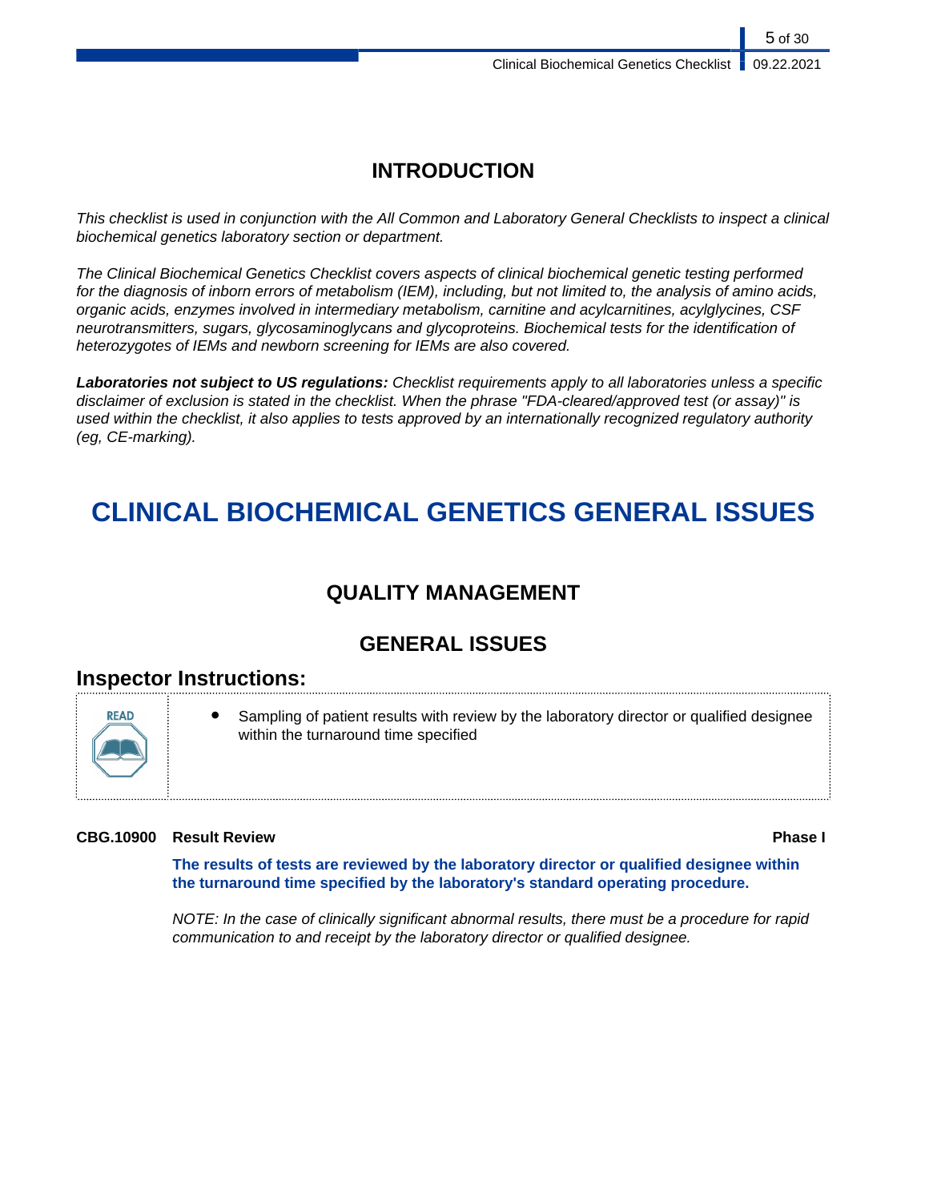## INTRODUCTION

*This checklist is used in conjunction with the All Common and Laboratory General Checklists to inspect a clinical biochemical genetics laboratory section or department.*

*The Clinical Biochemical Genetics Checklist covers aspects of clinical biochemical genetic testing performed for the diagnosis of inborn errors of metabolism (IEM), including, but not limited to, the analysis of amino acids, organic acids, enzymes involved in intermediary metabolism, carnitine and acylcarnitines, acylglycines, CSF neurotransmitters, sugars, glycosaminoglycans and glycoproteins. Biochemical tests for the identification of heterozygotes of IEMs and newborn screening for IEMs are also covered.*

***Laboratories not subject to US regulations:*** *Checklist requirements apply to all laboratories unless a specific disclaimer of exclusion is stated in the checklist. When the phrase "FDA-cleared/approved test (or assay)" is used within the checklist, it also applies to tests approved by an internationally recognized regulatory authority (eg, CE-marking).*

# CLINICAL BIOCHEMICAL GENETICS GENERAL ISSUES

## QUALITY MANAGEMENT

## GENERAL ISSUES

### Inspector Instructions:

READ

- Sampling of patient results with review by the laboratory director or qualified designee within the turnaround time specified

**CBG.10900 Result Review** **Phase I**

**The results of tests are reviewed by the laboratory director or qualified designee within the turnaround time specified by the laboratory's standard operating procedure.**

*NOTE: In the case of clinically significant abnormal results, there must be a procedure for rapid communication to and receipt by the laboratory director or qualified designee.*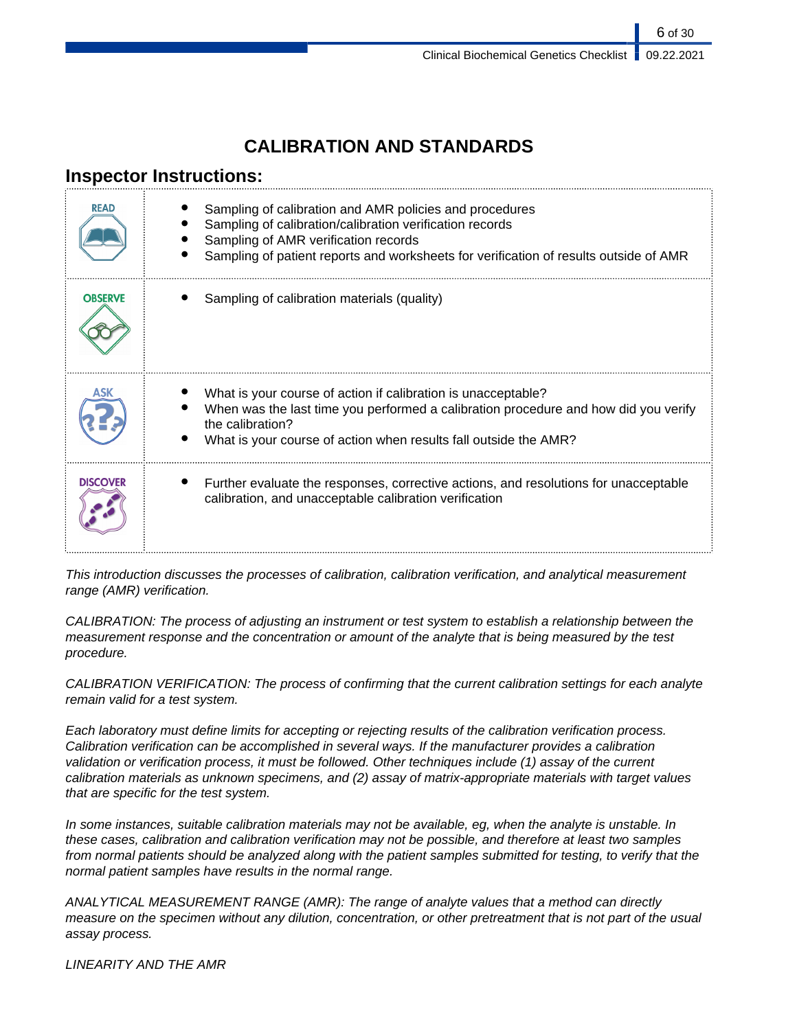# CALIBRATION AND STANDARDS

## Inspector Instructions:

| | |
|---|---|
| READ | • Sampling of calibration and AMR policies and procedures<br>• Sampling of calibration/calibration verification records<br>• Sampling of AMR verification records<br>• Sampling of patient reports and worksheets for verification of results outside of AMR |
| OBSERVE | • Sampling of calibration materials (quality) |
| ASK | • What is your course of action if calibration is unacceptable?<br>• When was the last time you performed a calibration procedure and how did you verify the calibration?<br>• What is your course of action when results fall outside the AMR? |
| DISCOVER | • Further evaluate the responses, corrective actions, and resolutions for unacceptable calibration, and unacceptable calibration verification |

*This introduction discusses the processes of calibration, calibration verification, and analytical measurement range (AMR) verification.*

*CALIBRATION: The process of adjusting an instrument or test system to establish a relationship between the measurement response and the concentration or amount of the analyte that is being measured by the test procedure.*

*CALIBRATION VERIFICATION: The process of confirming that the current calibration settings for each analyte remain valid for a test system.*

*Each laboratory must define limits for accepting or rejecting results of the calibration verification process. Calibration verification can be accomplished in several ways. If the manufacturer provides a calibration validation or verification process, it must be followed. Other techniques include (1) assay of the current calibration materials as unknown specimens, and (2) assay of matrix-appropriate materials with target values that are specific for the test system.*

*In some instances, suitable calibration materials may not be available, eg, when the analyte is unstable. In these cases, calibration and calibration verification may not be possible, and therefore at least two samples from normal patients should be analyzed along with the patient samples submitted for testing, to verify that the normal patient samples have results in the normal range.*

*ANALYTICAL MEASUREMENT RANGE (AMR): The range of analyte values that a method can directly measure on the specimen without any dilution, concentration, or other pretreatment that is not part of the usual assay process.*

*LINEARITY AND THE AMR*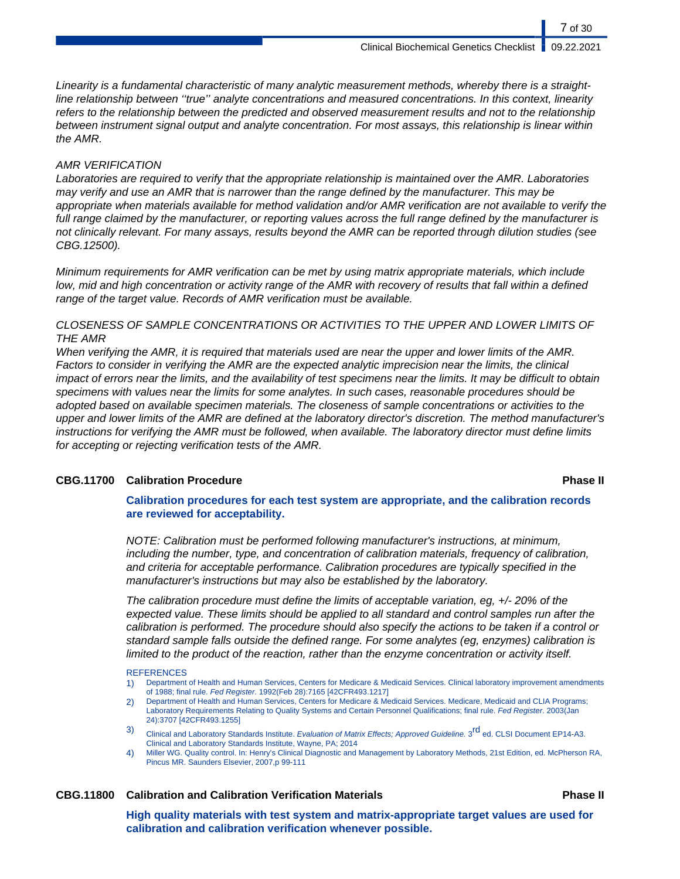*Linearity is a fundamental characteristic of many analytic measurement methods, whereby there is a straight-line relationship between ''true'' analyte concentrations and measured concentrations. In this context, linearity refers to the relationship between the predicted and observed measurement results and not to the relationship between instrument signal output and analyte concentration. For most assays, this relationship is linear within the AMR.*

*AMR VERIFICATION*
*Laboratories are required to verify that the appropriate relationship is maintained over the AMR. Laboratories may verify and use an AMR that is narrower than the range defined by the manufacturer. This may be appropriate when materials available for method validation and/or AMR verification are not available to verify the full range claimed by the manufacturer, or reporting values across the full range defined by the manufacturer is not clinically relevant. For many assays, results beyond the AMR can be reported through dilution studies (see CBG.12500).*

*Minimum requirements for AMR verification can be met by using matrix appropriate materials, which include low, mid and high concentration or activity range of the AMR with recovery of results that fall within a defined range of the target value. Records of AMR verification must be available.*

*CLOSENESS OF SAMPLE CONCENTRATIONS OR ACTIVITIES TO THE UPPER AND LOWER LIMITS OF THE AMR*
*When verifying the AMR, it is required that materials used are near the upper and lower limits of the AMR. Factors to consider in verifying the AMR are the expected analytic imprecision near the limits, the clinical impact of errors near the limits, and the availability of test specimens near the limits. It may be difficult to obtain specimens with values near the limits for some analytes. In such cases, reasonable procedures should be adopted based on available specimen materials. The closeness of sample concentrations or activities to the upper and lower limits of the AMR are defined at the laboratory director's discretion. The method manufacturer's instructions for verifying the AMR must be followed, when available. The laboratory director must define limits for accepting or rejecting verification tests of the AMR.*

## CBG.11700 Calibration Procedure — Phase II

**Calibration procedures for each test system are appropriate, and the calibration records are reviewed for acceptability.**

*NOTE: Calibration must be performed following manufacturer's instructions, at minimum, including the number, type, and concentration of calibration materials, frequency of calibration, and criteria for acceptable performance. Calibration procedures are typically specified in the manufacturer's instructions but may also be established by the laboratory.*

*The calibration procedure must define the limits of acceptable variation, eg, +/- 20% of the expected value. These limits should be applied to all standard and control samples run after the calibration is performed. The procedure should also specify the actions to be taken if a control or standard sample falls outside the defined range. For some analytes (eg, enzymes) calibration is limited to the product of the reaction, rather than the enzyme concentration or activity itself.*

REFERENCES
1) Department of Health and Human Services, Centers for Medicare & Medicaid Services. Clinical laboratory improvement amendments of 1988; final rule. *Fed Register.* 1992(Feb 28):7165 [42CFR493.1217]
2) Department of Health and Human Services, Centers for Medicare & Medicaid Services. Medicare, Medicaid and CLIA Programs; Laboratory Requirements Relating to Quality Systems and Certain Personnel Qualifications; final rule. *Fed Register.* 2003(Jan 24):3707 [42CFR493.1255]
3) Clinical and Laboratory Standards Institute. *Evaluation of Matrix Effects; Approved Guideline.* 3rd ed. CLSI Document EP14-A3. Clinical and Laboratory Standards Institute, Wayne, PA; 2014
4) Miller WG. Quality control. In: Henry's Clinical Diagnostic and Management by Laboratory Methods, 21st Edition, ed. McPherson RA, Pincus MR. Saunders Elsevier, 2007,p 99-111

## CBG.11800 Calibration and Calibration Verification Materials — Phase II

**High quality materials with test system and matrix-appropriate target values are used for calibration and calibration verification whenever possible.**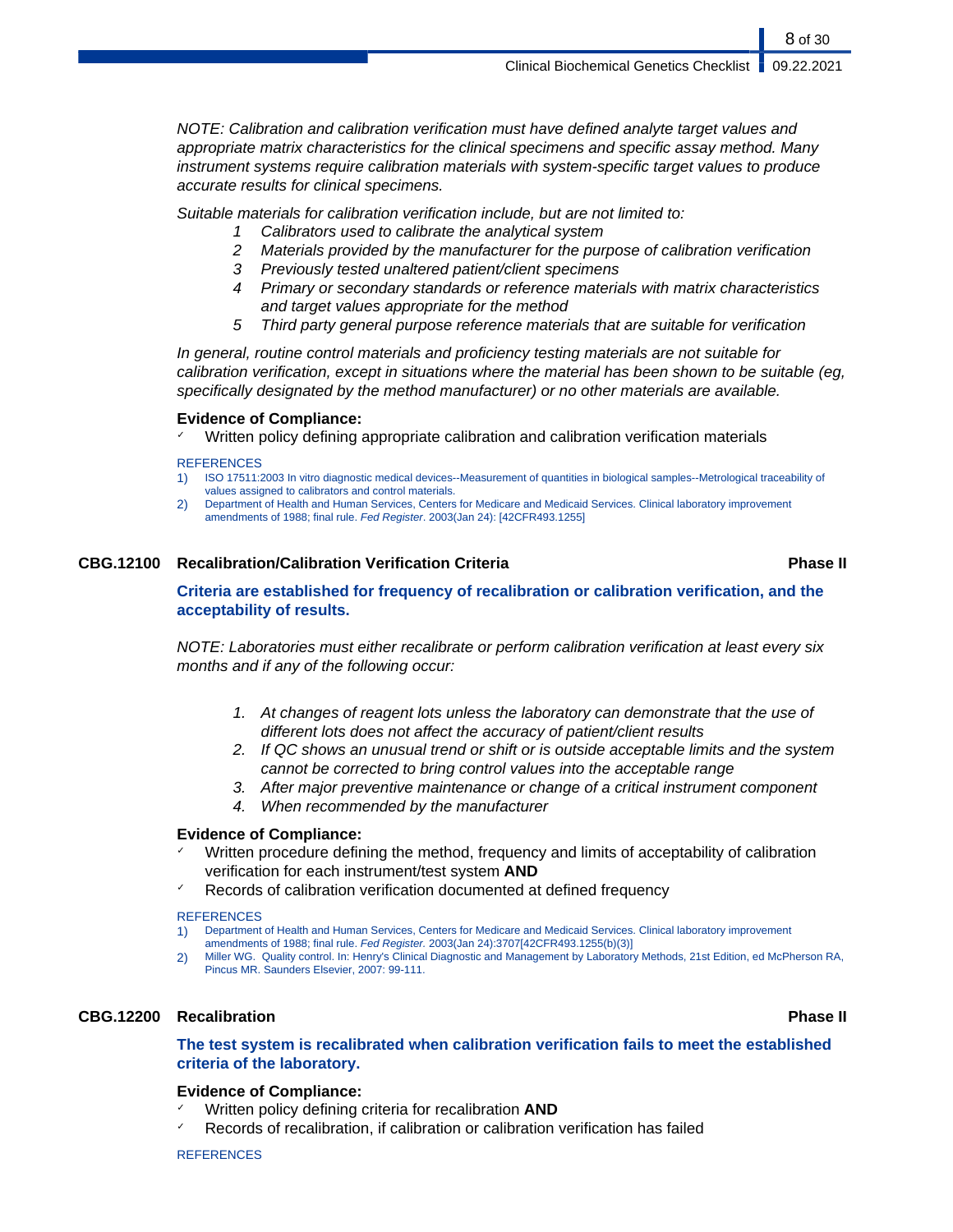*NOTE: Calibration and calibration verification must have defined analyte target values and appropriate matrix characteristics for the clinical specimens and specific assay method. Many instrument systems require calibration materials with system-specific target values to produce accurate results for clinical specimens.*

*Suitable materials for calibration verification include, but are not limited to:*

1. *Calibrators used to calibrate the analytical system*
2. *Materials provided by the manufacturer for the purpose of calibration verification*
3. *Previously tested unaltered patient/client specimens*
4. *Primary or secondary standards or reference materials with matrix characteristics and target values appropriate for the method*
5. *Third party general purpose reference materials that are suitable for verification*

*In general, routine control materials and proficiency testing materials are not suitable for calibration verification, except in situations where the material has been shown to be suitable (eg, specifically designated by the method manufacturer) or no other materials are available.*

**Evidence of Compliance:**

- ✓ Written policy defining appropriate calibration and calibration verification materials

REFERENCES

1) ISO 17511:2003 In vitro diagnostic medical devices--Measurement of quantities in biological samples--Metrological traceability of values assigned to calibrators and control materials.
2) Department of Health and Human Services, Centers for Medicare and Medicaid Services. Clinical laboratory improvement amendments of 1988; final rule. *Fed Register*. 2003(Jan 24): [42CFR493.1255]

### CBG.12100 Recalibration/Calibration Verification Criteria — Phase II

**Criteria are established for frequency of recalibration or calibration verification, and the acceptability of results.**

*NOTE: Laboratories must either recalibrate or perform calibration verification at least every six months and if any of the following occur:*

1. *At changes of reagent lots unless the laboratory can demonstrate that the use of different lots does not affect the accuracy of patient/client results*
2. *If QC shows an unusual trend or shift or is outside acceptable limits and the system cannot be corrected to bring control values into the acceptable range*
3. *After major preventive maintenance or change of a critical instrument component*
4. *When recommended by the manufacturer*

**Evidence of Compliance:**

- ✓ Written procedure defining the method, frequency and limits of acceptability of calibration verification for each instrument/test system **AND**
- ✓ Records of calibration verification documented at defined frequency

REFERENCES

1) Department of Health and Human Services, Centers for Medicare and Medicaid Services. Clinical laboratory improvement amendments of 1988; final rule. *Fed Register.* 2003(Jan 24):3707[42CFR493.1255(b)(3)]
2) Miller WG. Quality control. In: Henry's Clinical Diagnostic and Management by Laboratory Methods, 21st Edition, ed McPherson RA, Pincus MR. Saunders Elsevier, 2007: 99-111.

### CBG.12200 Recalibration — Phase II

**The test system is recalibrated when calibration verification fails to meet the established criteria of the laboratory.**

**Evidence of Compliance:**

- ✓ Written policy defining criteria for recalibration **AND**
- ✓ Records of recalibration, if calibration or calibration verification has failed

REFERENCES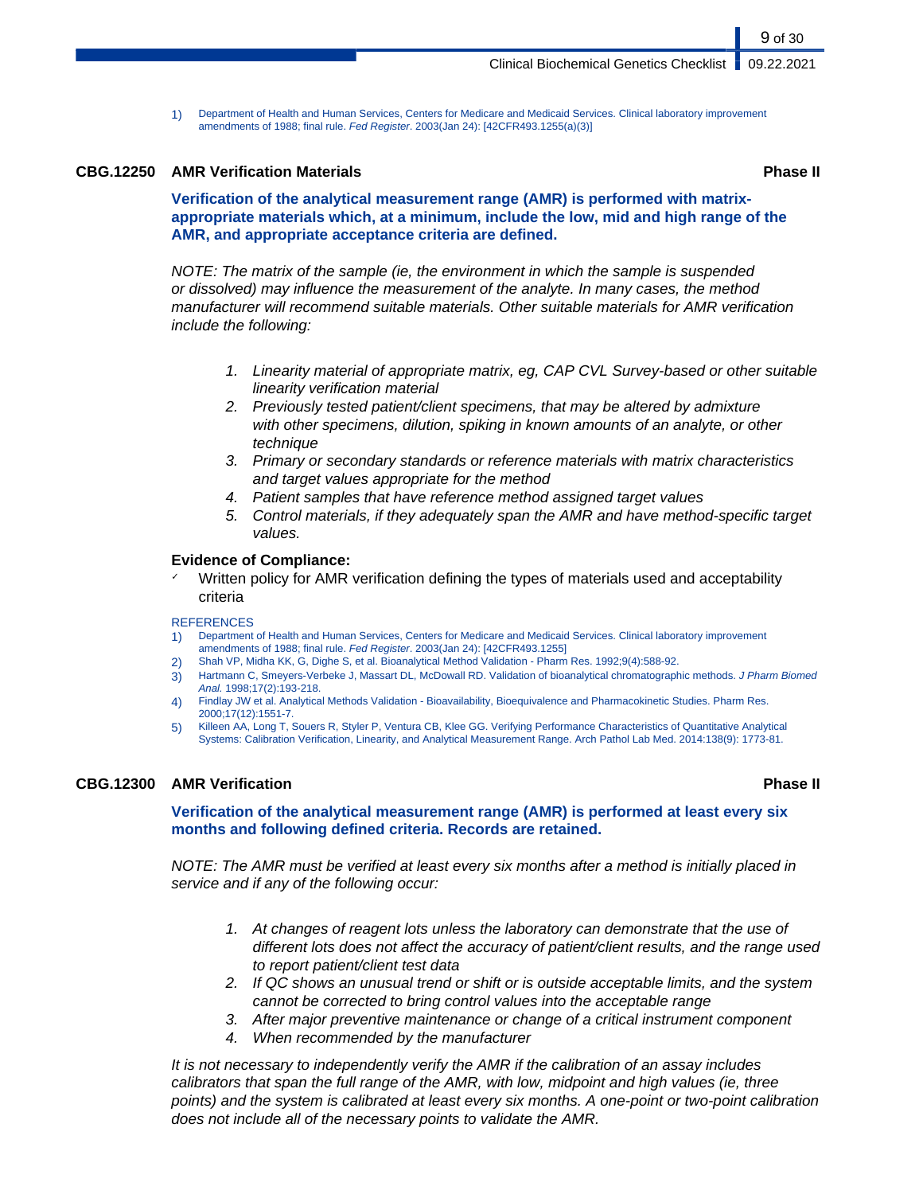1) Department of Health and Human Services, Centers for Medicare and Medicaid Services. Clinical laboratory improvement amendments of 1988; final rule. *Fed Register*. 2003(Jan 24): [42CFR493.1255(a)(3)]

### CBG.12250 AMR Verification Materials — Phase II

**Verification of the analytical measurement range (AMR) is performed with matrix-appropriate materials which, at a minimum, include the low, mid and high range of the AMR, and appropriate acceptance criteria are defined.**

*NOTE: The matrix of the sample (ie, the environment in which the sample is suspended or dissolved) may influence the measurement of the analyte. In many cases, the method manufacturer will recommend suitable materials. Other suitable materials for AMR verification include the following:*

1. *Linearity material of appropriate matrix, eg, CAP CVL Survey-based or other suitable linearity verification material*
2. *Previously tested patient/client specimens, that may be altered by admixture with other specimens, dilution, spiking in known amounts of an analyte, or other technique*
3. *Primary or secondary standards or reference materials with matrix characteristics and target values appropriate for the method*
4. *Patient samples that have reference method assigned target values*
5. *Control materials, if they adequately span the AMR and have method-specific target values.*

**Evidence of Compliance:**

- ✓ Written policy for AMR verification defining the types of materials used and acceptability criteria

REFERENCES

1) Department of Health and Human Services, Centers for Medicare and Medicaid Services. Clinical laboratory improvement amendments of 1988; final rule. *Fed Register*. 2003(Jan 24): [42CFR493.1255]
2) Shah VP, Midha KK, G, Dighe S, et al. Bioanalytical Method Validation - Pharm Res. 1992;9(4):588-92.
3) Hartmann C, Smeyers-Verbeke J, Massart DL, McDowall RD. Validation of bioanalytical chromatographic methods. *J Pharm Biomed Anal.* 1998;17(2):193-218.
4) Findlay JW et al. Analytical Methods Validation - Bioavailability, Bioequivalence and Pharmacokinetic Studies. Pharm Res. 2000;17(12):1551-7.
5) Killeen AA, Long T, Souers R, Styler P, Ventura CB, Klee GG. Verifying Performance Characteristics of Quantitative Analytical Systems: Calibration Verification, Linearity, and Analytical Measurement Range. Arch Pathol Lab Med. 2014:138(9): 1773-81.

### CBG.12300 AMR Verification — Phase II

**Verification of the analytical measurement range (AMR) is performed at least every six months and following defined criteria. Records are retained.**

*NOTE: The AMR must be verified at least every six months after a method is initially placed in service and if any of the following occur:*

1. *At changes of reagent lots unless the laboratory can demonstrate that the use of different lots does not affect the accuracy of patient/client results, and the range used to report patient/client test data*
2. *If QC shows an unusual trend or shift or is outside acceptable limits, and the system cannot be corrected to bring control values into the acceptable range*
3. *After major preventive maintenance or change of a critical instrument component*
4. *When recommended by the manufacturer*

*It is not necessary to independently verify the AMR if the calibration of an assay includes calibrators that span the full range of the AMR, with low, midpoint and high values (ie, three points) and the system is calibrated at least every six months. A one-point or two-point calibration does not include all of the necessary points to validate the AMR.*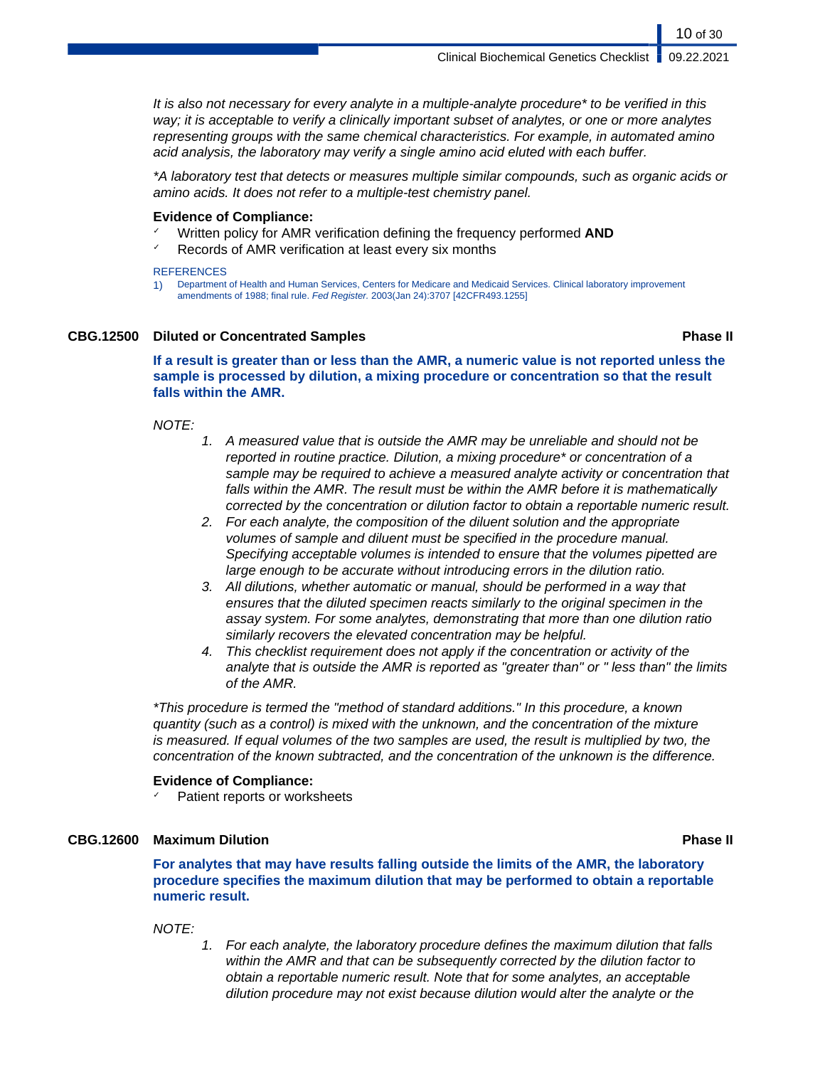*It is also not necessary for every analyte in a multiple-analyte procedure* to be verified in this way; it is acceptable to verify a clinically important subset of analytes, or one or more analytes representing groups with the same chemical characteristics. For example, in automated amino acid analysis, the laboratory may verify a single amino acid eluted with each buffer.*

**A laboratory test that detects or measures multiple similar compounds, such as organic acids or amino acids. It does not refer to a multiple-test chemistry panel.*

**Evidence of Compliance:**

- ✓ Written policy for AMR verification defining the frequency performed **AND**
- ✓ Records of AMR verification at least every six months

REFERENCES

1) Department of Health and Human Services, Centers for Medicare and Medicaid Services. Clinical laboratory improvement amendments of 1988; final rule. *Fed Register.* 2003(Jan 24):3707 [42CFR493.1255]

### CBG.12500 Diluted or Concentrated Samples — Phase II

**If a result is greater than or less than the AMR, a numeric value is not reported unless the sample is processed by dilution, a mixing procedure or concentration so that the result falls within the AMR.**

*NOTE:*

1. *A measured value that is outside the AMR may be unreliable and should not be reported in routine practice. Dilution, a mixing procedure* or concentration of a sample may be required to achieve a measured analyte activity or concentration that falls within the AMR. The result must be within the AMR before it is mathematically corrected by the concentration or dilution factor to obtain a reportable numeric result.*
2. *For each analyte, the composition of the diluent solution and the appropriate volumes of sample and diluent must be specified in the procedure manual. Specifying acceptable volumes is intended to ensure that the volumes pipetted are large enough to be accurate without introducing errors in the dilution ratio.*
3. *All dilutions, whether automatic or manual, should be performed in a way that ensures that the diluted specimen reacts similarly to the original specimen in the assay system. For some analytes, demonstrating that more than one dilution ratio similarly recovers the elevated concentration may be helpful.*
4. *This checklist requirement does not apply if the concentration or activity of the analyte that is outside the AMR is reported as "greater than" or " less than" the limits of the AMR.*

**This procedure is termed the "method of standard additions." In this procedure, a known quantity (such as a control) is mixed with the unknown, and the concentration of the mixture is measured. If equal volumes of the two samples are used, the result is multiplied by two, the concentration of the known subtracted, and the concentration of the unknown is the difference.*

**Evidence of Compliance:**

- ✓ Patient reports or worksheets

### CBG.12600 Maximum Dilution — Phase II

**For analytes that may have results falling outside the limits of the AMR, the laboratory procedure specifies the maximum dilution that may be performed to obtain a reportable numeric result.**

*NOTE:*

1. *For each analyte, the laboratory procedure defines the maximum dilution that falls within the AMR and that can be subsequently corrected by the dilution factor to obtain a reportable numeric result. Note that for some analytes, an acceptable dilution procedure may not exist because dilution would alter the analyte or the*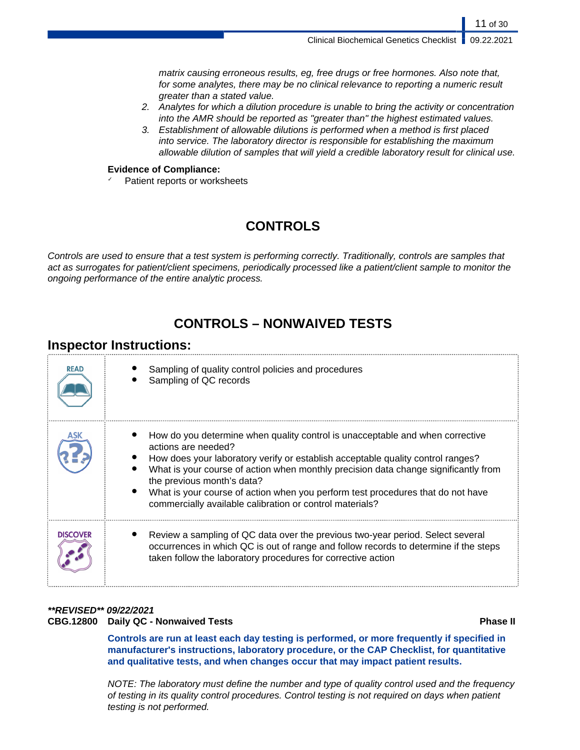*matrix causing erroneous results, eg, free drugs or free hormones. Also note that, for some analytes, there may be no clinical relevance to reporting a numeric result greater than a stated value.*

2. *Analytes for which a dilution procedure is unable to bring the activity or concentration into the AMR should be reported as "greater than" the highest estimated values.*
3. *Establishment of allowable dilutions is performed when a method is first placed into service. The laboratory director is responsible for establishing the maximum allowable dilution of samples that will yield a credible laboratory result for clinical use.*

**Evidence of Compliance:**

- ✓ Patient reports or worksheets

# CONTROLS

*Controls are used to ensure that a test system is performing correctly. Traditionally, controls are samples that act as surrogates for patient/client specimens, periodically processed like a patient/client sample to monitor the ongoing performance of the entire analytic process.*

# CONTROLS – NONWAIVED TESTS

## Inspector Instructions:

| | |
|---|---|
| READ | • Sampling of quality control policies and procedures<br>• Sampling of QC records |
| ASK | • How do you determine when quality control is unacceptable and when corrective actions are needed?<br>• How does your laboratory verify or establish acceptable quality control ranges?<br>• What is your course of action when monthly precision data change significantly from the previous month's data?<br>• What is your course of action when you perform test procedures that do not have commercially available calibration or control materials? |
| DISCOVER | • Review a sampling of QC data over the previous two-year period. Select several occurrences in which QC is out of range and follow records to determine if the steps taken follow the laboratory procedures for corrective action |

***REVISED** 09/22/2021*

**CBG.12800 Daily QC - Nonwaived Tests** **Phase II**

**Controls are run at least each day testing is performed, or more frequently if specified in manufacturer's instructions, laboratory procedure, or the CAP Checklist, for quantitative and qualitative tests, and when changes occur that may impact patient results.**

*NOTE: The laboratory must define the number and type of quality control used and the frequency of testing in its quality control procedures. Control testing is not required on days when patient testing is not performed.*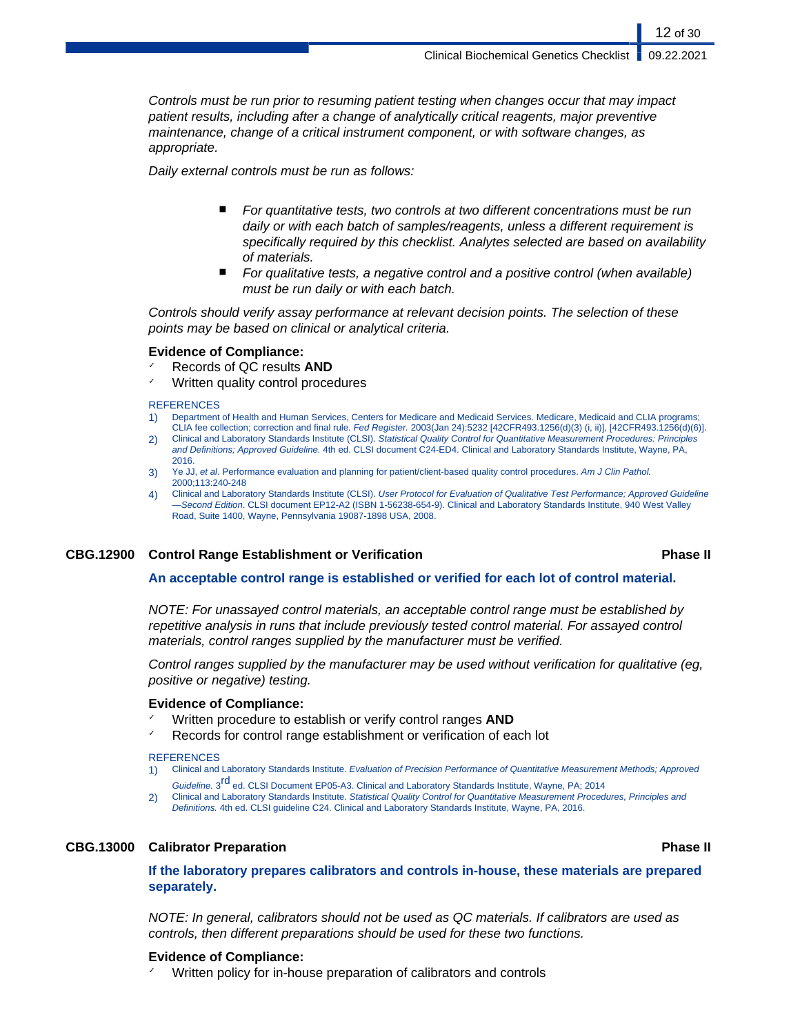*Controls must be run prior to resuming patient testing when changes occur that may impact patient results, including after a change of analytically critical reagents, major preventive maintenance, change of a critical instrument component, or with software changes, as appropriate.*

*Daily external controls must be run as follows:*

- *For quantitative tests, two controls at two different concentrations must be run daily or with each batch of samples/reagents, unless a different requirement is specifically required by this checklist. Analytes selected are based on availability of materials.*
- *For qualitative tests, a negative control and a positive control (when available) must be run daily or with each batch.*

*Controls should verify assay performance at relevant decision points. The selection of these points may be based on clinical or analytical criteria.*

**Evidence of Compliance:**
- ✓ Records of QC results **AND**
- ✓ Written quality control procedures

REFERENCES
1) Department of Health and Human Services, Centers for Medicare and Medicaid Services. Medicare, Medicaid and CLIA programs; CLIA fee collection; correction and final rule. *Fed Register.* 2003(Jan 24):5232 [42CFR493.1256(d)(3) (i, ii)], [42CFR493.1256(d)(6)].
2) Clinical and Laboratory Standards Institute (CLSI). *Statistical Quality Control for Quantitative Measurement Procedures: Principles and Definitions; Approved Guideline.* 4th ed. CLSI document C24-ED4. Clinical and Laboratory Standards Institute, Wayne, PA, 2016.
3) Ye JJ, *et al*. Performance evaluation and planning for patient/client-based quality control procedures. *Am J Clin Pathol.* 2000;113:240-248
4) Clinical and Laboratory Standards Institute (CLSI). *User Protocol for Evaluation of Qualitative Test Performance; Approved Guideline —Second Edition.* CLSI document EP12-A2 (ISBN 1-56238-654-9). Clinical and Laboratory Standards Institute, 940 West Valley Road, Suite 1400, Wayne, Pennsylvania 19087-1898 USA, 2008.

### CBG.12900 Control Range Establishment or Verification — Phase II

**An acceptable control range is established or verified for each lot of control material.**

*NOTE: For unassayed control materials, an acceptable control range must be established by repetitive analysis in runs that include previously tested control material. For assayed control materials, control ranges supplied by the manufacturer must be verified.*

*Control ranges supplied by the manufacturer may be used without verification for qualitative (eg, positive or negative) testing.*

**Evidence of Compliance:**
- ✓ Written procedure to establish or verify control ranges **AND**
- ✓ Records for control range establishment or verification of each lot

REFERENCES
1) Clinical and Laboratory Standards Institute. *Evaluation of Precision Performance of Quantitative Measurement Methods; Approved Guideline.* 3rd ed. CLSI Document EP05-A3. Clinical and Laboratory Standards Institute, Wayne, PA; 2014
2) Clinical and Laboratory Standards Institute. *Statistical Quality Control for Quantitative Measurement Procedures, Principles and Definitions.* 4th ed. CLSI guideline C24. Clinical and Laboratory Standards Institute, Wayne, PA, 2016.

### CBG.13000 Calibrator Preparation — Phase II

**If the laboratory prepares calibrators and controls in-house, these materials are prepared separately.**

*NOTE: In general, calibrators should not be used as QC materials. If calibrators are used as controls, then different preparations should be used for these two functions.*

**Evidence of Compliance:**
- ✓ Written policy for in-house preparation of calibrators and controls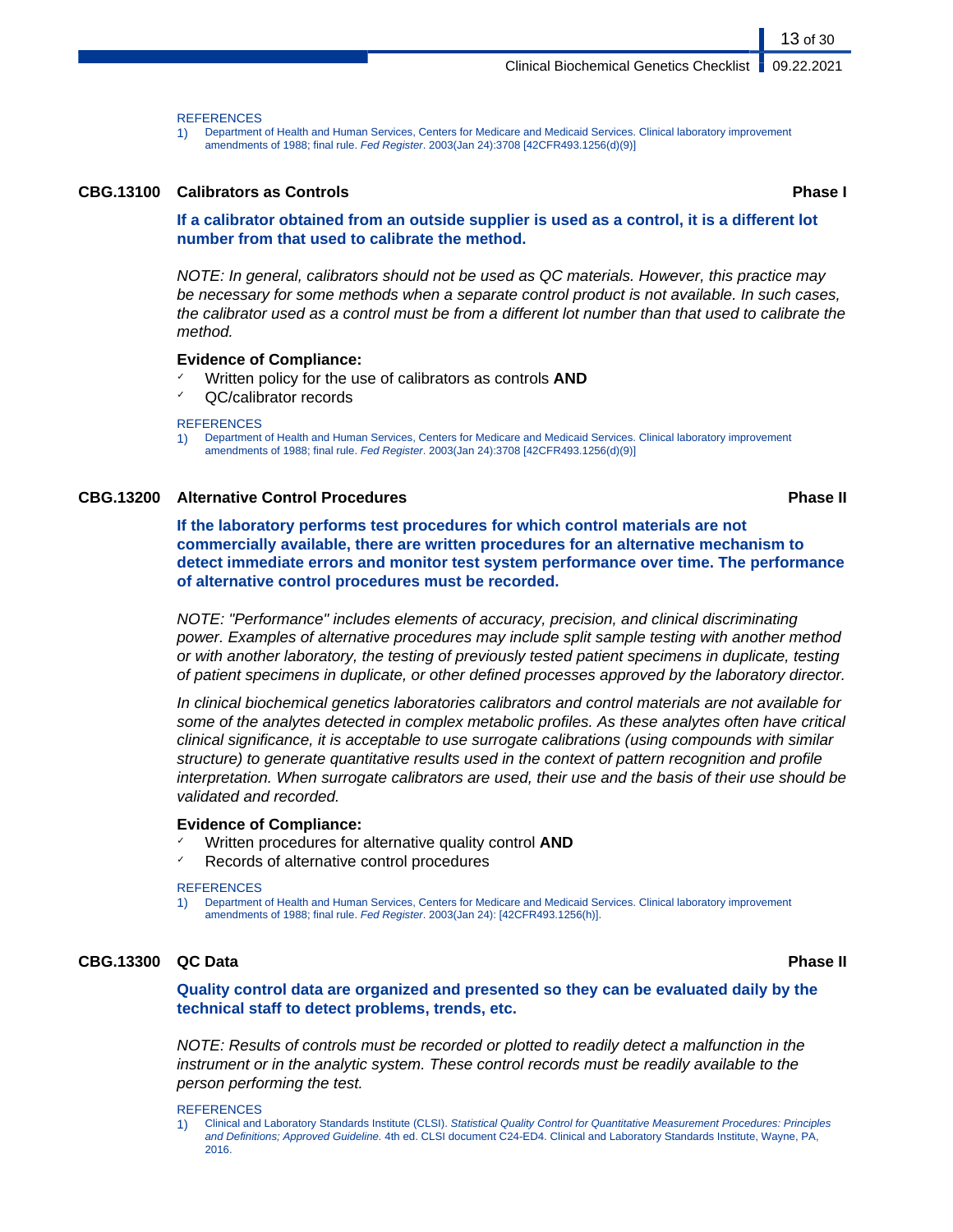REFERENCES

1) Department of Health and Human Services, Centers for Medicare and Medicaid Services. Clinical laboratory improvement amendments of 1988; final rule. *Fed Register*. 2003(Jan 24):3708 [42CFR493.1256(d)(9)]

### CBG.13100 Calibrators as Controls — Phase I

**If a calibrator obtained from an outside supplier is used as a control, it is a different lot number from that used to calibrate the method.**

*NOTE: In general, calibrators should not be used as QC materials. However, this practice may be necessary for some methods when a separate control product is not available. In such cases, the calibrator used as a control must be from a different lot number than that used to calibrate the method.*

**Evidence of Compliance:**

- ✓ Written policy for the use of calibrators as controls **AND**
- ✓ QC/calibrator records

REFERENCES

1) Department of Health and Human Services, Centers for Medicare and Medicaid Services. Clinical laboratory improvement amendments of 1988; final rule. *Fed Register*. 2003(Jan 24):3708 [42CFR493.1256(d)(9)]

### CBG.13200 Alternative Control Procedures — Phase II

**If the laboratory performs test procedures for which control materials are not commercially available, there are written procedures for an alternative mechanism to detect immediate errors and monitor test system performance over time. The performance of alternative control procedures must be recorded.**

*NOTE: "Performance" includes elements of accuracy, precision, and clinical discriminating power. Examples of alternative procedures may include split sample testing with another method or with another laboratory, the testing of previously tested patient specimens in duplicate, testing of patient specimens in duplicate, or other defined processes approved by the laboratory director.*

*In clinical biochemical genetics laboratories calibrators and control materials are not available for some of the analytes detected in complex metabolic profiles. As these analytes often have critical clinical significance, it is acceptable to use surrogate calibrations (using compounds with similar structure) to generate quantitative results used in the context of pattern recognition and profile interpretation. When surrogate calibrators are used, their use and the basis of their use should be validated and recorded.*

**Evidence of Compliance:**

- ✓ Written procedures for alternative quality control **AND**
- ✓ Records of alternative control procedures

REFERENCES

1) Department of Health and Human Services, Centers for Medicare and Medicaid Services. Clinical laboratory improvement amendments of 1988; final rule. *Fed Register*. 2003(Jan 24): [42CFR493.1256(h)].

### CBG.13300 QC Data — Phase II

**Quality control data are organized and presented so they can be evaluated daily by the technical staff to detect problems, trends, etc.**

*NOTE: Results of controls must be recorded or plotted to readily detect a malfunction in the instrument or in the analytic system. These control records must be readily available to the person performing the test.*

REFERENCES

1) Clinical and Laboratory Standards Institute (CLSI). *Statistical Quality Control for Quantitative Measurement Procedures: Principles and Definitions; Approved Guideline.* 4th ed. CLSI document C24-ED4. Clinical and Laboratory Standards Institute, Wayne, PA, 2016.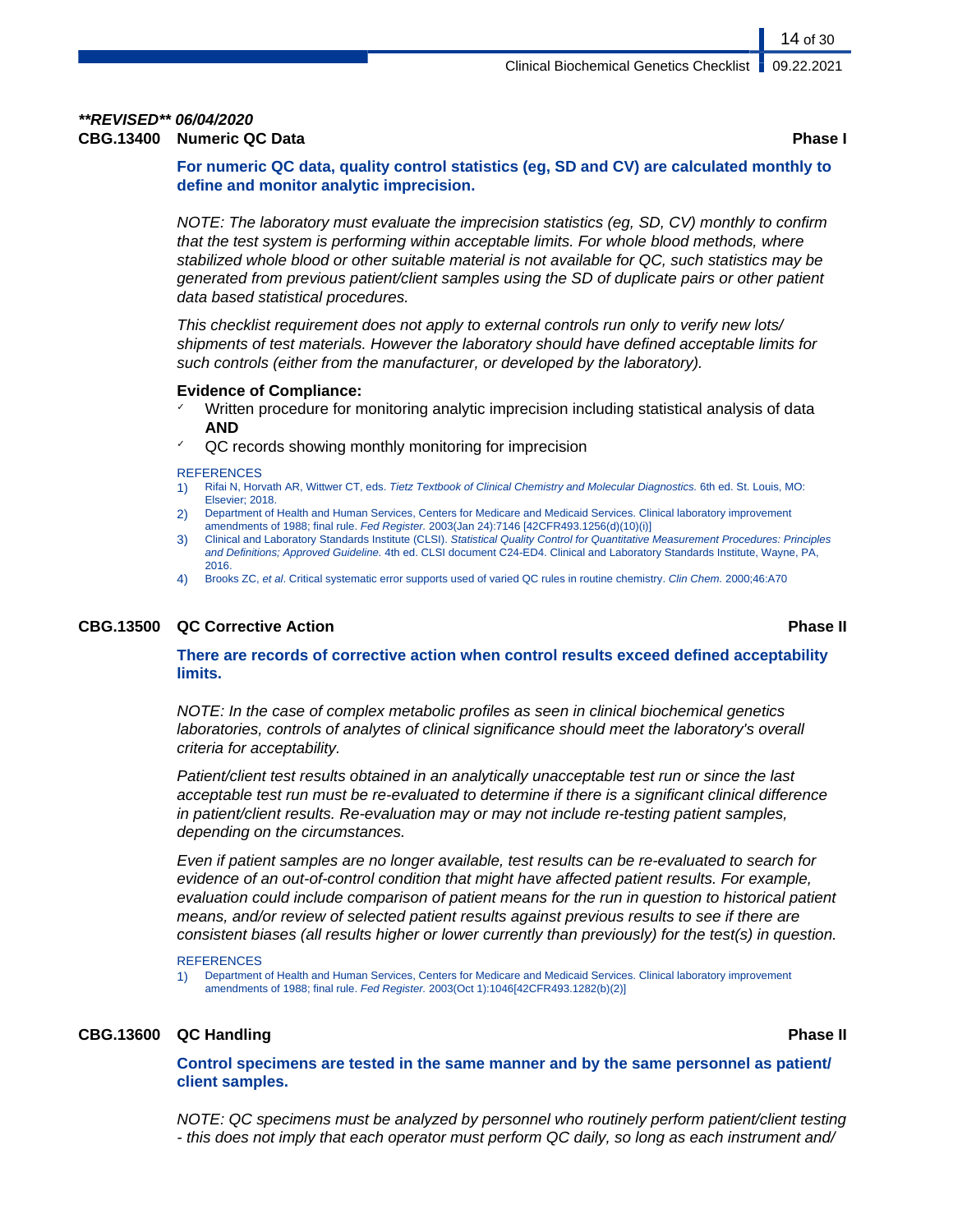***REVISED** 06/04/2020*

**CBG.13400 Numeric QC Data** **Phase I**

**For numeric QC data, quality control statistics (eg, SD and CV) are calculated monthly to define and monitor analytic imprecision.**

*NOTE: The laboratory must evaluate the imprecision statistics (eg, SD, CV) monthly to confirm that the test system is performing within acceptable limits. For whole blood methods, where stabilized whole blood or other suitable material is not available for QC, such statistics may be generated from previous patient/client samples using the SD of duplicate pairs or other patient data based statistical procedures.*

*This checklist requirement does not apply to external controls run only to verify new lots/ shipments of test materials. However the laboratory should have defined acceptable limits for such controls (either from the manufacturer, or developed by the laboratory).*

**Evidence of Compliance:**

- ✓ Written procedure for monitoring analytic imprecision including statistical analysis of data **AND**
- ✓ QC records showing monthly monitoring for imprecision

REFERENCES

1) Rifai N, Horvath AR, Wittwer CT, eds. *Tietz Textbook of Clinical Chemistry and Molecular Diagnostics.* 6th ed. St. Louis, MO: Elsevier; 2018.
2) Department of Health and Human Services, Centers for Medicare and Medicaid Services. Clinical laboratory improvement amendments of 1988; final rule. *Fed Register.* 2003(Jan 24):7146 [42CFR493.1256(d)(10)(i)]
3) Clinical and Laboratory Standards Institute (CLSI). *Statistical Quality Control for Quantitative Measurement Procedures: Principles and Definitions; Approved Guideline.* 4th ed. CLSI document C24-ED4. Clinical and Laboratory Standards Institute, Wayne, PA, 2016.
4) Brooks ZC, *et al*. Critical systematic error supports used of varied QC rules in routine chemistry. *Clin Chem.* 2000;46:A70

**CBG.13500 QC Corrective Action** **Phase II**

**There are records of corrective action when control results exceed defined acceptability limits.**

*NOTE: In the case of complex metabolic profiles as seen in clinical biochemical genetics laboratories, controls of analytes of clinical significance should meet the laboratory's overall criteria for acceptability.*

*Patient/client test results obtained in an analytically unacceptable test run or since the last acceptable test run must be re-evaluated to determine if there is a significant clinical difference in patient/client results. Re-evaluation may or may not include re-testing patient samples, depending on the circumstances.*

*Even if patient samples are no longer available, test results can be re-evaluated to search for evidence of an out-of-control condition that might have affected patient results. For example, evaluation could include comparison of patient means for the run in question to historical patient means, and/or review of selected patient results against previous results to see if there are consistent biases (all results higher or lower currently than previously) for the test(s) in question.*

REFERENCES

1) Department of Health and Human Services, Centers for Medicare and Medicaid Services. Clinical laboratory improvement amendments of 1988; final rule. *Fed Register.* 2003(Oct 1):1046[42CFR493.1282(b)(2)]

**CBG.13600 QC Handling** **Phase II**

**Control specimens are tested in the same manner and by the same personnel as patient/ client samples.**

*NOTE: QC specimens must be analyzed by personnel who routinely perform patient/client testing - this does not imply that each operator must perform QC daily, so long as each instrument and/*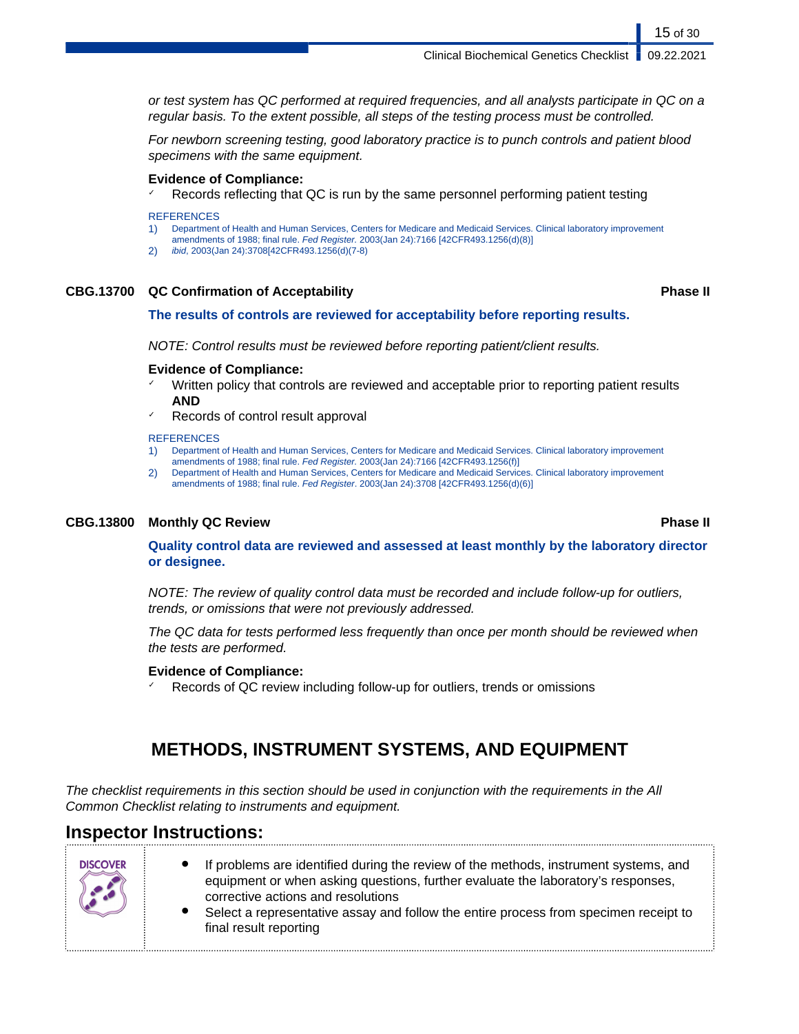*or test system has QC performed at required frequencies, and all analysts participate in QC on a regular basis. To the extent possible, all steps of the testing process must be controlled.*

*For newborn screening testing, good laboratory practice is to punch controls and patient blood specimens with the same equipment.*

**Evidence of Compliance:**

- ✓ Records reflecting that QC is run by the same personnel performing patient testing

REFERENCES

1) Department of Health and Human Services, Centers for Medicare and Medicaid Services. Clinical laboratory improvement amendments of 1988; final rule. *Fed Register.* 2003(Jan 24):7166 [42CFR493.1256(d)(8)]
2) *ibid*, 2003(Jan 24):3708[42CFR493.1256(d)(7-8)

### CBG.13700 QC Confirmation of Acceptability — Phase II

**The results of controls are reviewed for acceptability before reporting results.**

*NOTE: Control results must be reviewed before reporting patient/client results.*

**Evidence of Compliance:**

- ✓ Written policy that controls are reviewed and acceptable prior to reporting patient results **AND**
- ✓ Records of control result approval

REFERENCES

1) Department of Health and Human Services, Centers for Medicare and Medicaid Services. Clinical laboratory improvement amendments of 1988; final rule. *Fed Register.* 2003(Jan 24):7166 [42CFR493.1256(f)]
2) Department of Health and Human Services, Centers for Medicare and Medicaid Services. Clinical laboratory improvement amendments of 1988; final rule. *Fed Register*. 2003(Jan 24):3708 [42CFR493.1256(d)(6)]

### CBG.13800 Monthly QC Review — Phase II

**Quality control data are reviewed and assessed at least monthly by the laboratory director or designee.**

*NOTE: The review of quality control data must be recorded and include follow-up for outliers, trends, or omissions that were not previously addressed.*

*The QC data for tests performed less frequently than once per month should be reviewed when the tests are performed.*

**Evidence of Compliance:**

- ✓ Records of QC review including follow-up for outliers, trends or omissions

## METHODS, INSTRUMENT SYSTEMS, AND EQUIPMENT

*The checklist requirements in this section should be used in conjunction with the requirements in the All Common Checklist relating to instruments and equipment.*

## Inspector Instructions:

DISCOVER

- If problems are identified during the review of the methods, instrument systems, and equipment or when asking questions, further evaluate the laboratory's responses, corrective actions and resolutions
- Select a representative assay and follow the entire process from specimen receipt to final result reporting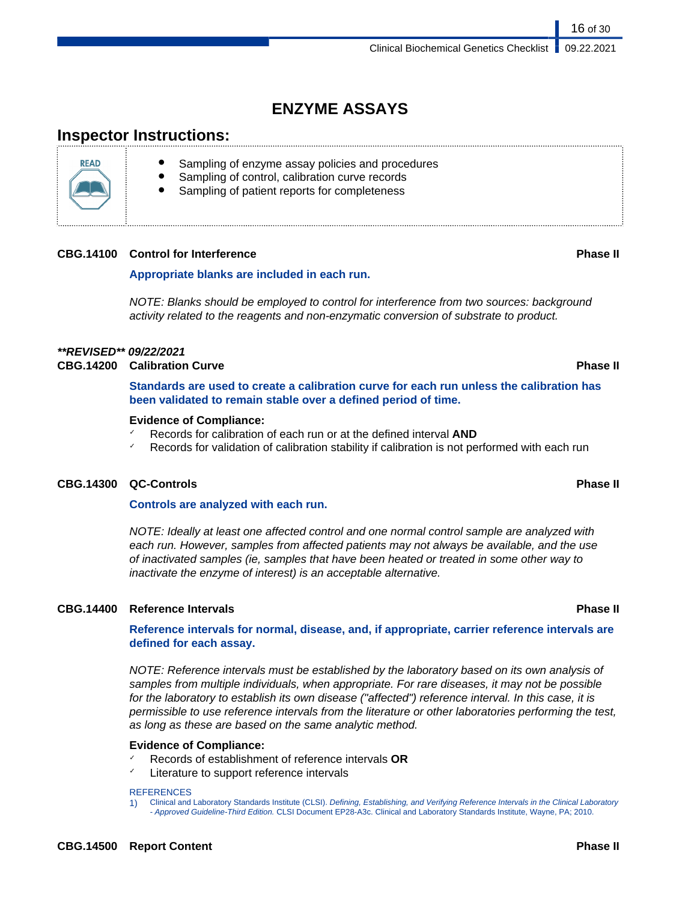# ENZYME ASSAYS

## Inspector Instructions:

READ

- Sampling of enzyme assay policies and procedures
- Sampling of control, calibration curve records
- Sampling of patient reports for completeness

**CBG.14100 Control for Interference** **Phase II**

**Appropriate blanks are included in each run.**

*NOTE: Blanks should be employed to control for interference from two sources: background activity related to the reagents and non-enzymatic conversion of substrate to product.*

***\*\*REVISED\*\* 09/22/2021***

**CBG.14200 Calibration Curve** **Phase II**

**Standards are used to create a calibration curve for each run unless the calibration has been validated to remain stable over a defined period of time.**

**Evidence of Compliance:**

- ✓ Records for calibration of each run or at the defined interval **AND**
- ✓ Records for validation of calibration stability if calibration is not performed with each run

**CBG.14300 QC-Controls** **Phase II**

**Controls are analyzed with each run.**

*NOTE: Ideally at least one affected control and one normal control sample are analyzed with each run. However, samples from affected patients may not always be available, and the use of inactivated samples (ie, samples that have been heated or treated in some other way to inactivate the enzyme of interest) is an acceptable alternative.*

**CBG.14400 Reference Intervals** **Phase II**

**Reference intervals for normal, disease, and, if appropriate, carrier reference intervals are defined for each assay.**

*NOTE: Reference intervals must be established by the laboratory based on its own analysis of samples from multiple individuals, when appropriate. For rare diseases, it may not be possible for the laboratory to establish its own disease ("affected") reference interval. In this case, it is permissible to use reference intervals from the literature or other laboratories performing the test, as long as these are based on the same analytic method.*

**Evidence of Compliance:**

- ✓ Records of establishment of reference intervals **OR**
- ✓ Literature to support reference intervals

REFERENCES

1) Clinical and Laboratory Standards Institute (CLSI). *Defining, Establishing, and Verifying Reference Intervals in the Clinical Laboratory - Approved Guideline-Third Edition.* CLSI Document EP28-A3c. Clinical and Laboratory Standards Institute, Wayne, PA; 2010.

**CBG.14500 Report Content** **Phase II**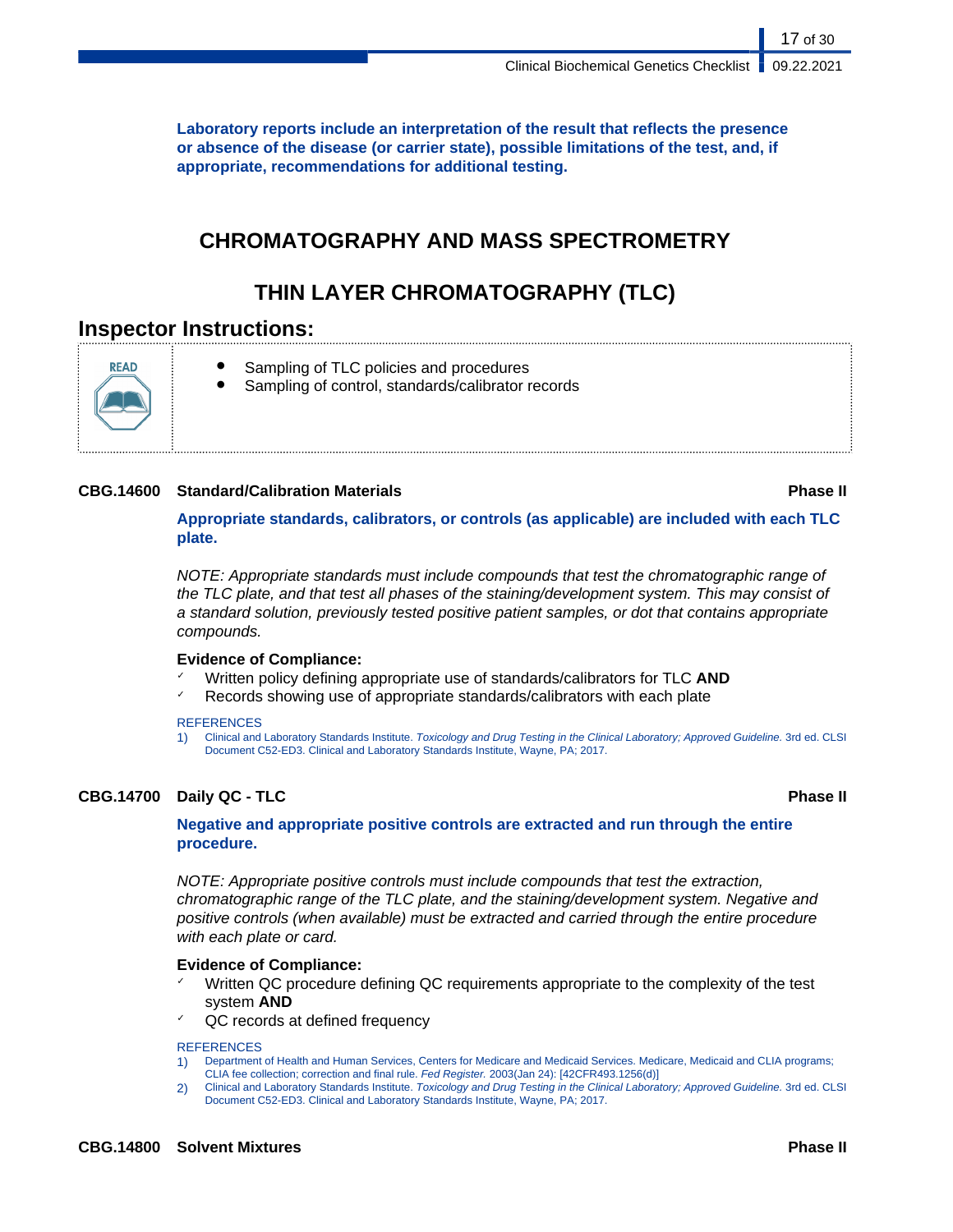**Laboratory reports include an interpretation of the result that reflects the presence or absence of the disease (or carrier state), possible limitations of the test, and, if appropriate, recommendations for additional testing.**

# CHROMATOGRAPHY AND MASS SPECTROMETRY

## THIN LAYER CHROMATOGRAPHY (TLC)

### Inspector Instructions:

READ

- Sampling of TLC policies and procedures
- Sampling of control, standards/calibrator records

**CBG.14600 Standard/Calibration Materials** **Phase II**

**Appropriate standards, calibrators, or controls (as applicable) are included with each TLC plate.**

*NOTE: Appropriate standards must include compounds that test the chromatographic range of the TLC plate, and that test all phases of the staining/development system. This may consist of a standard solution, previously tested positive patient samples, or dot that contains appropriate compounds.*

**Evidence of Compliance:**

- ✓ Written policy defining appropriate use of standards/calibrators for TLC **AND**
- ✓ Records showing use of appropriate standards/calibrators with each plate

REFERENCES

1) Clinical and Laboratory Standards Institute. *Toxicology and Drug Testing in the Clinical Laboratory; Approved Guideline.* 3rd ed. CLSI Document C52-ED3. Clinical and Laboratory Standards Institute, Wayne, PA; 2017.

**CBG.14700 Daily QC - TLC** **Phase II**

**Negative and appropriate positive controls are extracted and run through the entire procedure.**

*NOTE: Appropriate positive controls must include compounds that test the extraction, chromatographic range of the TLC plate, and the staining/development system. Negative and positive controls (when available) must be extracted and carried through the entire procedure with each plate or card.*

**Evidence of Compliance:**

- ✓ Written QC procedure defining QC requirements appropriate to the complexity of the test system **AND**
- ✓ QC records at defined frequency

REFERENCES

1) Department of Health and Human Services, Centers for Medicare and Medicaid Services. Medicare, Medicaid and CLIA programs; CLIA fee collection; correction and final rule. *Fed Register.* 2003(Jan 24): [42CFR493.1256(d)]
2) Clinical and Laboratory Standards Institute. *Toxicology and Drug Testing in the Clinical Laboratory; Approved Guideline.* 3rd ed. CLSI Document C52-ED3. Clinical and Laboratory Standards Institute, Wayne, PA; 2017.

**CBG.14800 Solvent Mixtures** **Phase II**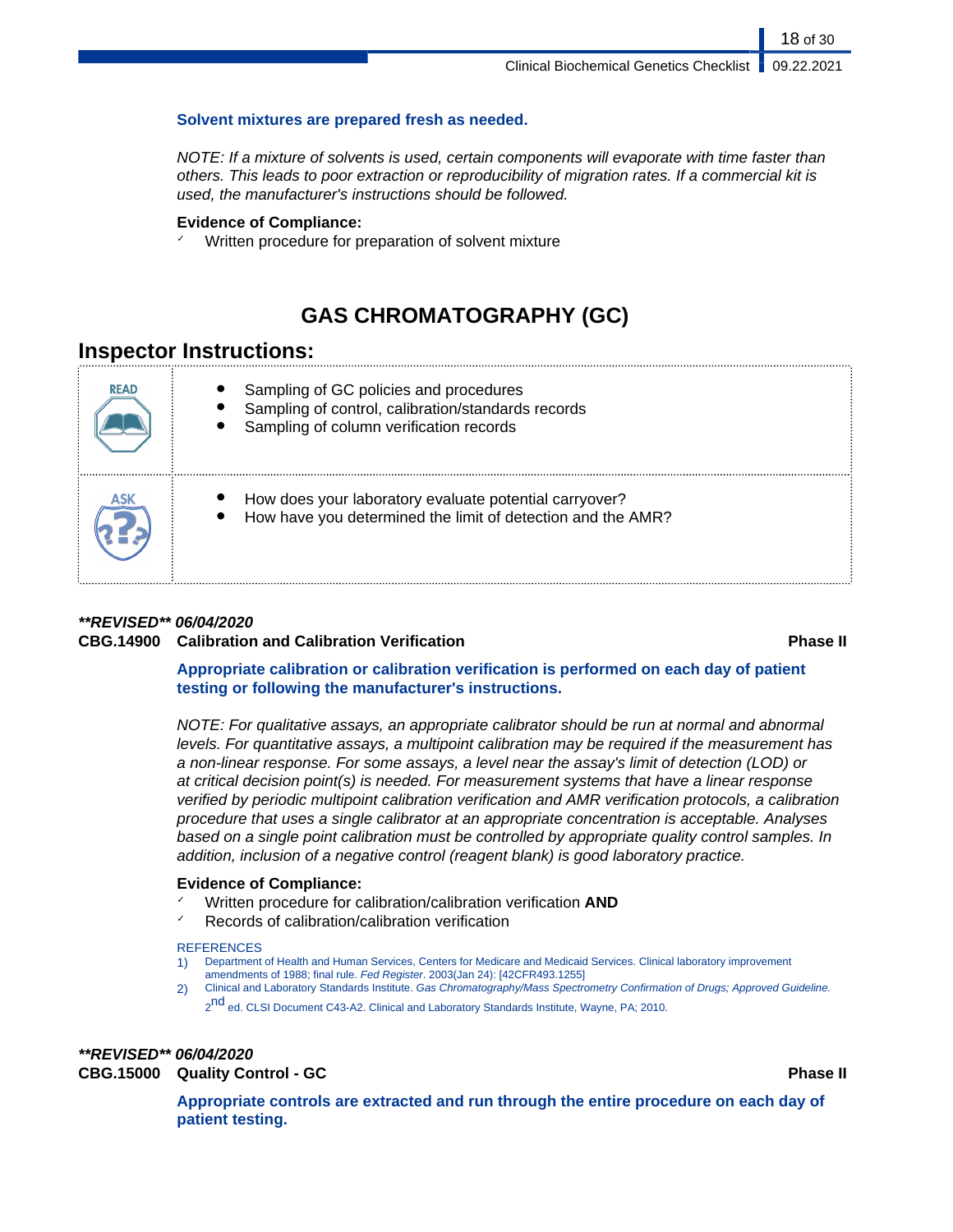**Solvent mixtures are prepared fresh as needed.**

*NOTE: If a mixture of solvents is used, certain components will evaporate with time faster than others. This leads to poor extraction or reproducibility of migration rates. If a commercial kit is used, the manufacturer's instructions should be followed.*

**Evidence of Compliance:**

- ✓ Written procedure for preparation of solvent mixture

# GAS CHROMATOGRAPHY (GC)

## Inspector Instructions:

| | |
|---|---|
| READ | • Sampling of GC policies and procedures<br>• Sampling of control, calibration/standards records<br>• Sampling of column verification records |
| ASK | • How does your laboratory evaluate potential carryover?<br>• How have you determined the limit of detection and the AMR? |

***\*\*REVISED\*\* 06/04/2020***

**CBG.14900 Calibration and Calibration Verification** **Phase II**

**Appropriate calibration or calibration verification is performed on each day of patient testing or following the manufacturer's instructions.**

*NOTE: For qualitative assays, an appropriate calibrator should be run at normal and abnormal levels. For quantitative assays, a multipoint calibration may be required if the measurement has a non-linear response. For some assays, a level near the assay's limit of detection (LOD) or at critical decision point(s) is needed. For measurement systems that have a linear response verified by periodic multipoint calibration verification and AMR verification protocols, a calibration procedure that uses a single calibrator at an appropriate concentration is acceptable. Analyses based on a single point calibration must be controlled by appropriate quality control samples. In addition, inclusion of a negative control (reagent blank) is good laboratory practice.*

**Evidence of Compliance:**

- ✓ Written procedure for calibration/calibration verification **AND**
- ✓ Records of calibration/calibration verification

REFERENCES

1) Department of Health and Human Services, Centers for Medicare and Medicaid Services. Clinical laboratory improvement amendments of 1988; final rule. *Fed Register*. 2003(Jan 24): [42CFR493.1255]
2) Clinical and Laboratory Standards Institute. *Gas Chromatography/Mass Spectrometry Confirmation of Drugs; Approved Guideline.* 2nd ed. CLSI Document C43-A2. Clinical and Laboratory Standards Institute, Wayne, PA; 2010.

***\*\*REVISED\*\* 06/04/2020***

**CBG.15000 Quality Control - GC** **Phase II**

**Appropriate controls are extracted and run through the entire procedure on each day of patient testing.**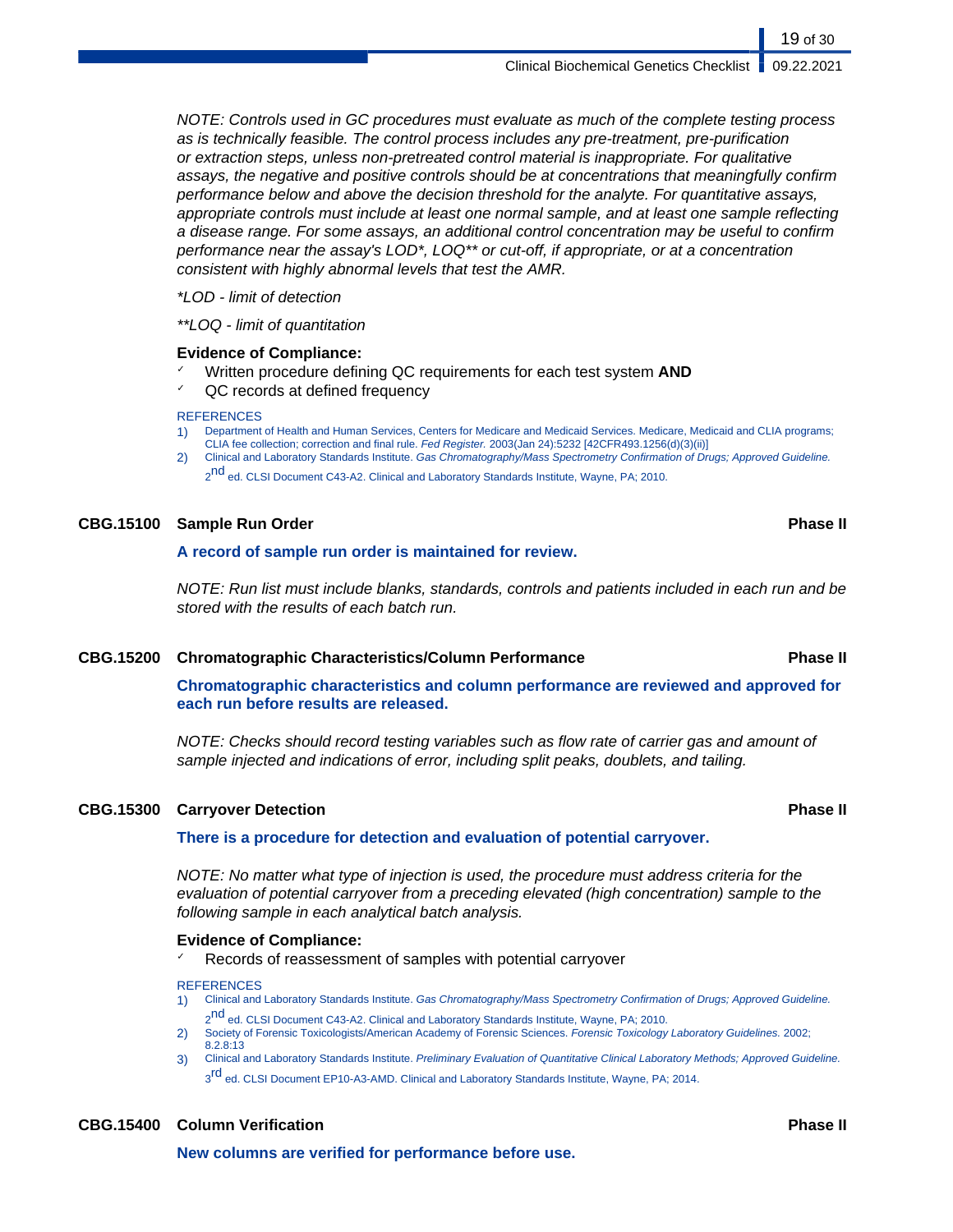*NOTE: Controls used in GC procedures must evaluate as much of the complete testing process as is technically feasible. The control process includes any pre-treatment, pre-purification or extraction steps, unless non-pretreated control material is inappropriate. For qualitative assays, the negative and positive controls should be at concentrations that meaningfully confirm performance below and above the decision threshold for the analyte. For quantitative assays, appropriate controls must include at least one normal sample, and at least one sample reflecting a disease range. For some assays, an additional control concentration may be useful to confirm performance near the assay's LOD*, LOQ** or cut-off, if appropriate, or at a concentration consistent with highly abnormal levels that test the AMR.*

*\*LOD - limit of detection*

*\*\*LOQ - limit of quantitation*

**Evidence of Compliance:**

- ✓ Written procedure defining QC requirements for each test system **AND**
- ✓ QC records at defined frequency

REFERENCES

1) Department of Health and Human Services, Centers for Medicare and Medicaid Services. Medicare, Medicaid and CLIA programs; CLIA fee collection; correction and final rule. *Fed Register.* 2003(Jan 24):5232 [42CFR493.1256(d)(3)(ii)]
2) Clinical and Laboratory Standards Institute. *Gas Chromatography/Mass Spectrometry Confirmation of Drugs; Approved Guideline.* 2nd ed. CLSI Document C43-A2. Clinical and Laboratory Standards Institute, Wayne, PA; 2010.

## CBG.15100 Sample Run Order — Phase II

**A record of sample run order is maintained for review.**

*NOTE: Run list must include blanks, standards, controls and patients included in each run and be stored with the results of each batch run.*

## CBG.15200 Chromatographic Characteristics/Column Performance — Phase II

**Chromatographic characteristics and column performance are reviewed and approved for each run before results are released.**

*NOTE: Checks should record testing variables such as flow rate of carrier gas and amount of sample injected and indications of error, including split peaks, doublets, and tailing.*

## CBG.15300 Carryover Detection — Phase II

**There is a procedure for detection and evaluation of potential carryover.**

*NOTE: No matter what type of injection is used, the procedure must address criteria for the evaluation of potential carryover from a preceding elevated (high concentration) sample to the following sample in each analytical batch analysis.*

**Evidence of Compliance:**

- ✓ Records of reassessment of samples with potential carryover

REFERENCES

1) Clinical and Laboratory Standards Institute. *Gas Chromatography/Mass Spectrometry Confirmation of Drugs; Approved Guideline.* 2nd ed. CLSI Document C43-A2. Clinical and Laboratory Standards Institute, Wayne, PA; 2010.
2) Society of Forensic Toxicologists/American Academy of Forensic Sciences. *Forensic Toxicology Laboratory Guidelines.* 2002; 8.2.8:13
3) Clinical and Laboratory Standards Institute. *Preliminary Evaluation of Quantitative Clinical Laboratory Methods; Approved Guideline.* 3rd ed. CLSI Document EP10-A3-AMD. Clinical and Laboratory Standards Institute, Wayne, PA; 2014.

## CBG.15400 Column Verification — Phase II

**New columns are verified for performance before use.**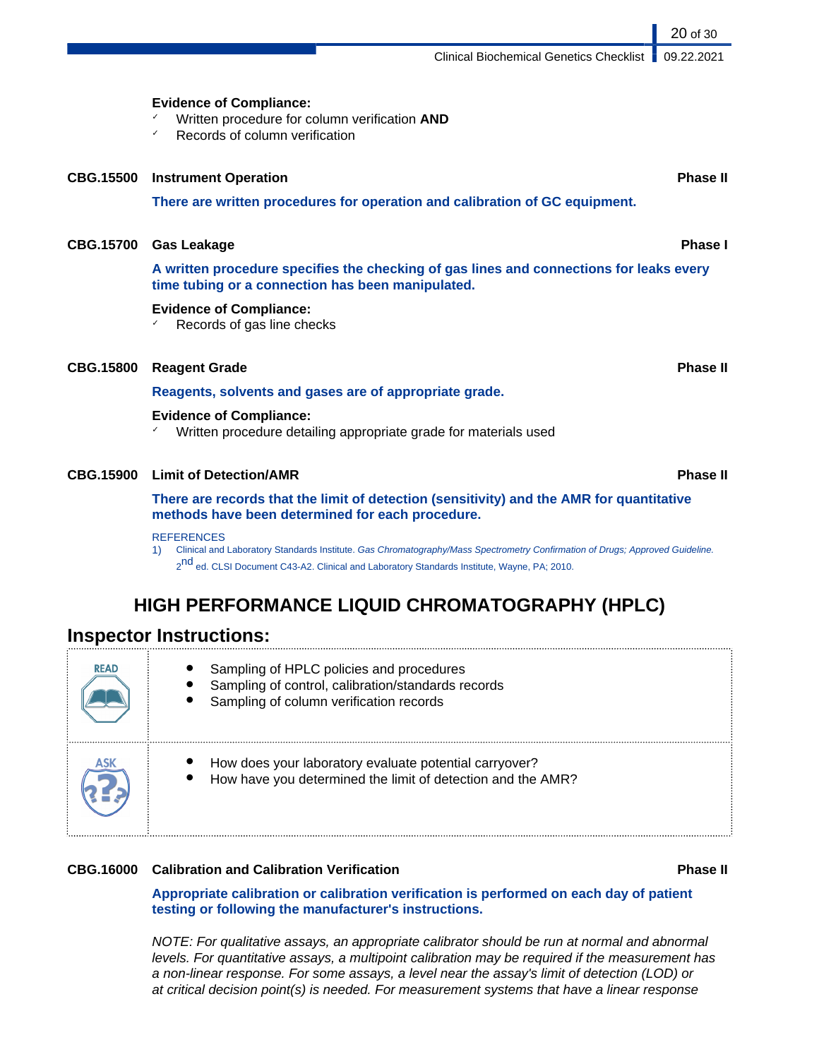**Evidence of Compliance:**

- ✓ Written procedure for column verification **AND**
- ✓ Records of column verification

**CBG.15500 Instrument Operation** **Phase II**

**There are written procedures for operation and calibration of GC equipment.**

**CBG.15700 Gas Leakage** **Phase I**

**A written procedure specifies the checking of gas lines and connections for leaks every time tubing or a connection has been manipulated.**

**Evidence of Compliance:**

- ✓ Records of gas line checks

**CBG.15800 Reagent Grade** **Phase II**

**Reagents, solvents and gases are of appropriate grade.**

**Evidence of Compliance:**

- ✓ Written procedure detailing appropriate grade for materials used

**CBG.15900 Limit of Detection/AMR** **Phase II**

**There are records that the limit of detection (sensitivity) and the AMR for quantitative methods have been determined for each procedure.**

REFERENCES

1) Clinical and Laboratory Standards Institute. *Gas Chromatography/Mass Spectrometry Confirmation of Drugs; Approved Guideline.* 2nd ed. CLSI Document C43-A2. Clinical and Laboratory Standards Institute, Wayne, PA; 2010.

# HIGH PERFORMANCE LIQUID CHROMATOGRAPHY (HPLC)

## Inspector Instructions:

| | |
|---|---|
| READ | • Sampling of HPLC policies and procedures<br>• Sampling of control, calibration/standards records<br>• Sampling of column verification records |
| ASK | • How does your laboratory evaluate potential carryover?<br>• How have you determined the limit of detection and the AMR? |

**CBG.16000 Calibration and Calibration Verification** **Phase II**

**Appropriate calibration or calibration verification is performed on each day of patient testing or following the manufacturer's instructions.**

*NOTE: For qualitative assays, an appropriate calibrator should be run at normal and abnormal levels. For quantitative assays, a multipoint calibration may be required if the measurement has a non-linear response. For some assays, a level near the assay's limit of detection (LOD) or at critical decision point(s) is needed. For measurement systems that have a linear response*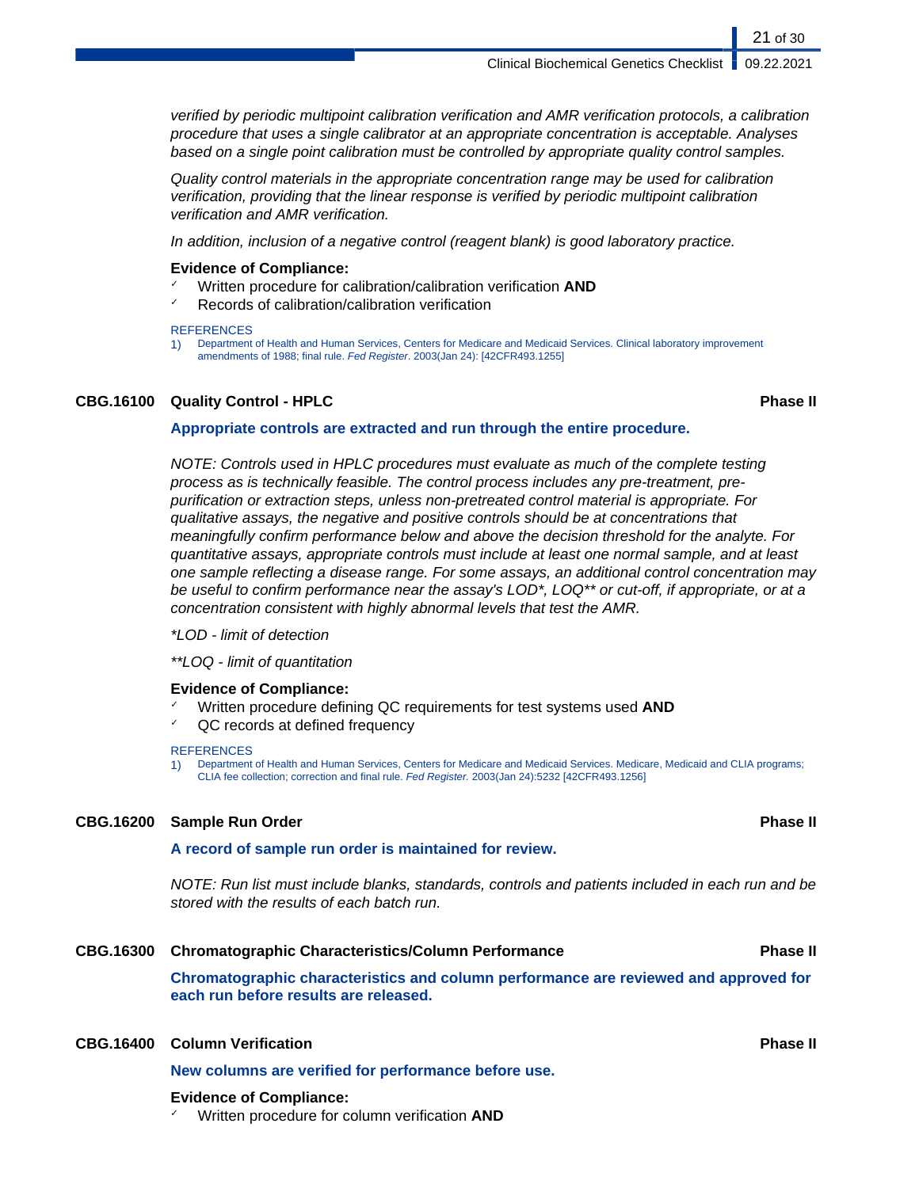*verified by periodic multipoint calibration verification and AMR verification protocols, a calibration procedure that uses a single calibrator at an appropriate concentration is acceptable. Analyses based on a single point calibration must be controlled by appropriate quality control samples.*

*Quality control materials in the appropriate concentration range may be used for calibration verification, providing that the linear response is verified by periodic multipoint calibration verification and AMR verification.*

*In addition, inclusion of a negative control (reagent blank) is good laboratory practice.*

**Evidence of Compliance:**
- ✓ Written procedure for calibration/calibration verification **AND**
- ✓ Records of calibration/calibration verification

REFERENCES
1) Department of Health and Human Services, Centers for Medicare and Medicaid Services. Clinical laboratory improvement amendments of 1988; final rule. *Fed Register*. 2003(Jan 24): [42CFR493.1255]

### CBG.16100 Quality Control - HPLC — Phase II

**Appropriate controls are extracted and run through the entire procedure.**

*NOTE: Controls used in HPLC procedures must evaluate as much of the complete testing process as is technically feasible. The control process includes any pre-treatment, pre-purification or extraction steps, unless non-pretreated control material is appropriate. For qualitative assays, the negative and positive controls should be at concentrations that meaningfully confirm performance below and above the decision threshold for the analyte. For quantitative assays, appropriate controls must include at least one normal sample, and at least one sample reflecting a disease range. For some assays, an additional control concentration may be useful to confirm performance near the assay's LOD*, LOQ** or cut-off, if appropriate, or at a concentration consistent with highly abnormal levels that test the AMR.*

*\*LOD - limit of detection*

*\*\*LOQ - limit of quantitation*

**Evidence of Compliance:**
- ✓ Written procedure defining QC requirements for test systems used **AND**
- ✓ QC records at defined frequency

REFERENCES
1) Department of Health and Human Services, Centers for Medicare and Medicaid Services. Medicare, Medicaid and CLIA programs; CLIA fee collection; correction and final rule. *Fed Register.* 2003(Jan 24):5232 [42CFR493.1256]

### CBG.16200 Sample Run Order — Phase II

**A record of sample run order is maintained for review.**

*NOTE: Run list must include blanks, standards, controls and patients included in each run and be stored with the results of each batch run.*

### CBG.16300 Chromatographic Characteristics/Column Performance — Phase II

**Chromatographic characteristics and column performance are reviewed and approved for each run before results are released.**

### CBG.16400 Column Verification — Phase II

**New columns are verified for performance before use.**

**Evidence of Compliance:**
- ✓ Written procedure for column verification **AND**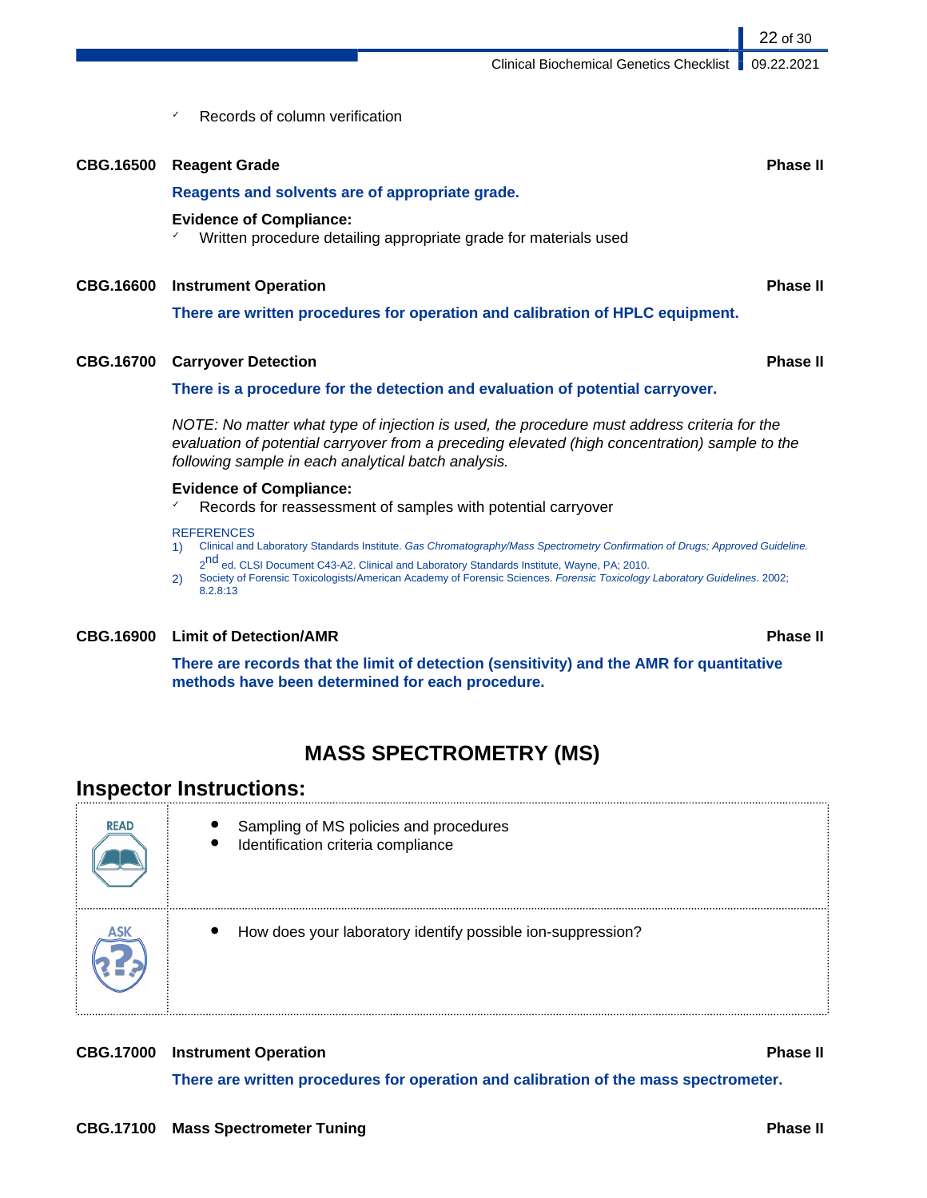- ✓ Records of column verification

**CBG.16500 Reagent Grade** **Phase II**

**Reagents and solvents are of appropriate grade.**

**Evidence of Compliance:**

- ✓ Written procedure detailing appropriate grade for materials used

**CBG.16600 Instrument Operation** **Phase II**

**There are written procedures for operation and calibration of HPLC equipment.**

**CBG.16700 Carryover Detection** **Phase II**

**There is a procedure for the detection and evaluation of potential carryover.**

*NOTE: No matter what type of injection is used, the procedure must address criteria for the evaluation of potential carryover from a preceding elevated (high concentration) sample to the following sample in each analytical batch analysis.*

**Evidence of Compliance:**

- ✓ Records for reassessment of samples with potential carryover

REFERENCES

1) Clinical and Laboratory Standards Institute. *Gas Chromatography/Mass Spectrometry Confirmation of Drugs; Approved Guideline.* 2nd ed. CLSI Document C43-A2. Clinical and Laboratory Standards Institute, Wayne, PA; 2010.
2) Society of Forensic Toxicologists/American Academy of Forensic Sciences. *Forensic Toxicology Laboratory Guidelines.* 2002; 8.2.8:13

**CBG.16900 Limit of Detection/AMR** **Phase II**

**There are records that the limit of detection (sensitivity) and the AMR for quantitative methods have been determined for each procedure.**

## MASS SPECTROMETRY (MS)

### Inspector Instructions:

| | |
|---|---|
| READ | • Sampling of MS policies and procedures<br>• Identification criteria compliance |
| ASK | • How does your laboratory identify possible ion-suppression? |

**CBG.17000 Instrument Operation** **Phase II**

**There are written procedures for operation and calibration of the mass spectrometer.**

**CBG.17100 Mass Spectrometer Tuning** **Phase II**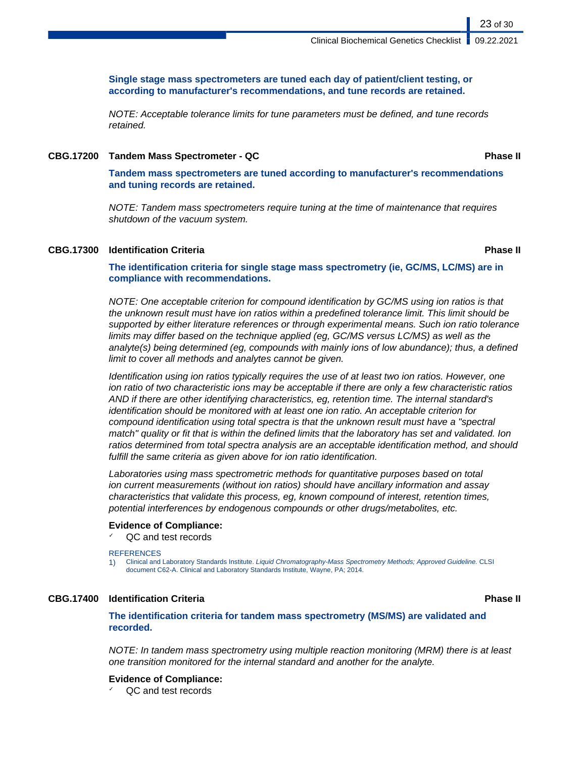**Single stage mass spectrometers are tuned each day of patient/client testing, or according to manufacturer's recommendations, and tune records are retained.**

*NOTE: Acceptable tolerance limits for tune parameters must be defined, and tune records retained.*

### CBG.17200 Tandem Mass Spectrometer - QC — Phase II

**Tandem mass spectrometers are tuned according to manufacturer's recommendations and tuning records are retained.**

*NOTE: Tandem mass spectrometers require tuning at the time of maintenance that requires shutdown of the vacuum system.*

### CBG.17300 Identification Criteria — Phase II

**The identification criteria for single stage mass spectrometry (ie, GC/MS, LC/MS) are in compliance with recommendations.**

*NOTE: One acceptable criterion for compound identification by GC/MS using ion ratios is that the unknown result must have ion ratios within a predefined tolerance limit. This limit should be supported by either literature references or through experimental means. Such ion ratio tolerance limits may differ based on the technique applied (eg, GC/MS versus LC/MS) as well as the analyte(s) being determined (eg, compounds with mainly ions of low abundance); thus, a defined limit to cover all methods and analytes cannot be given.*

*Identification using ion ratios typically requires the use of at least two ion ratios. However, one ion ratio of two characteristic ions may be acceptable if there are only a few characteristic ratios AND if there are other identifying characteristics, eg, retention time. The internal standard's identification should be monitored with at least one ion ratio. An acceptable criterion for compound identification using total spectra is that the unknown result must have a "spectral match" quality or fit that is within the defined limits that the laboratory has set and validated. Ion ratios determined from total spectra analysis are an acceptable identification method, and should fulfill the same criteria as given above for ion ratio identification.*

*Laboratories using mass spectrometric methods for quantitative purposes based on total ion current measurements (without ion ratios) should have ancillary information and assay characteristics that validate this process, eg, known compound of interest, retention times, potential interferences by endogenous compounds or other drugs/metabolites, etc.*

**Evidence of Compliance:**

- ✓ QC and test records

REFERENCES

1) Clinical and Laboratory Standards Institute. *Liquid Chromatography-Mass Spectrometry Methods; Approved Guideline.* CLSI document C62-A. Clinical and Laboratory Standards Institute, Wayne, PA; 2014.

### CBG.17400 Identification Criteria — Phase II

**The identification criteria for tandem mass spectrometry (MS/MS) are validated and recorded.**

*NOTE: In tandem mass spectrometry using multiple reaction monitoring (MRM) there is at least one transition monitored for the internal standard and another for the analyte.*

**Evidence of Compliance:**

- ✓ QC and test records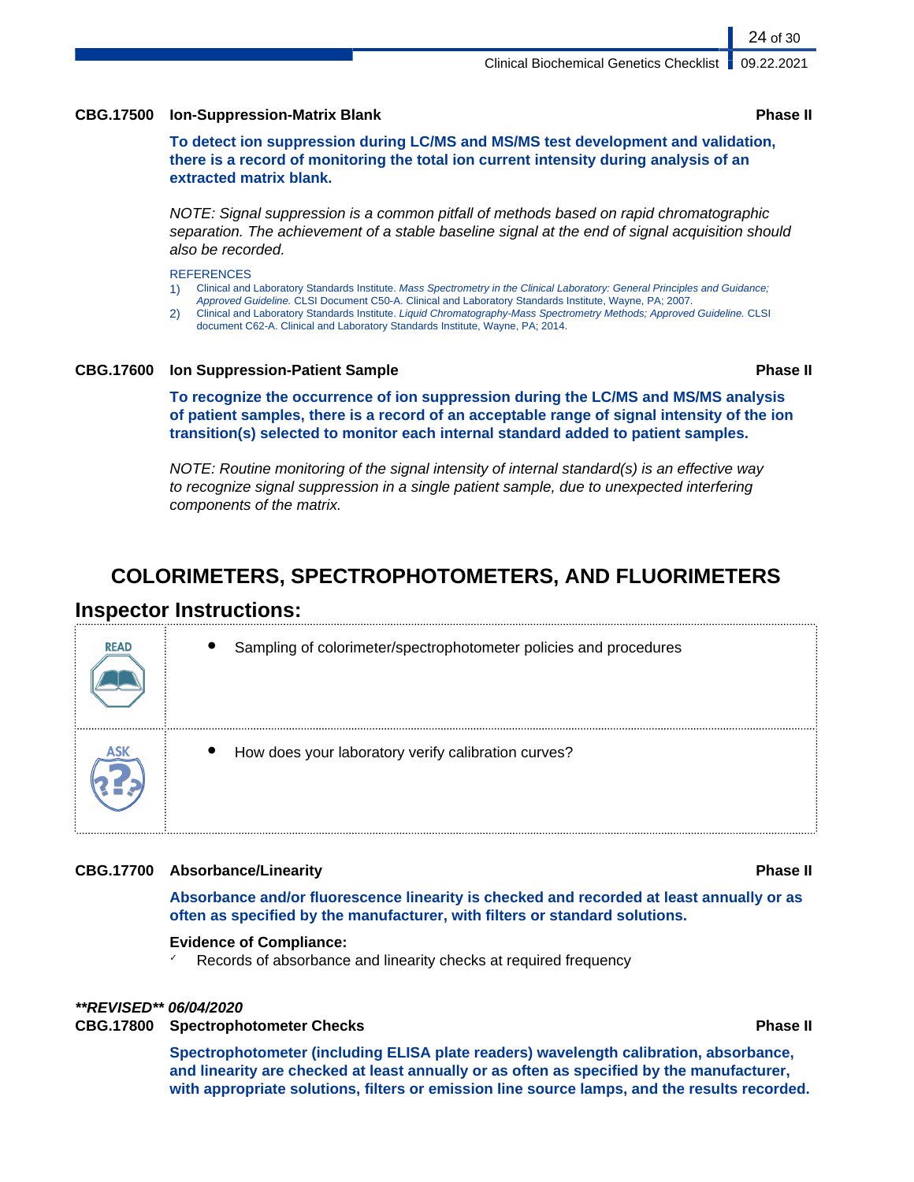### CBG.17500 Ion-Suppression-Matrix Blank — Phase II

**To detect ion suppression during LC/MS and MS/MS test development and validation, there is a record of monitoring the total ion current intensity during analysis of an extracted matrix blank.**

*NOTE: Signal suppression is a common pitfall of methods based on rapid chromatographic separation. The achievement of a stable baseline signal at the end of signal acquisition should also be recorded.*

REFERENCES

1) Clinical and Laboratory Standards Institute. *Mass Spectrometry in the Clinical Laboratory: General Principles and Guidance; Approved Guideline.* CLSI Document C50-A. Clinical and Laboratory Standards Institute, Wayne, PA; 2007.
2) Clinical and Laboratory Standards Institute. *Liquid Chromatography-Mass Spectrometry Methods; Approved Guideline.* CLSI document C62-A. Clinical and Laboratory Standards Institute, Wayne, PA; 2014.

### CBG.17600 Ion Suppression-Patient Sample — Phase II

**To recognize the occurrence of ion suppression during the LC/MS and MS/MS analysis of patient samples, there is a record of an acceptable range of signal intensity of the ion transition(s) selected to monitor each internal standard added to patient samples.**

*NOTE: Routine monitoring of the signal intensity of internal standard(s) is an effective way to recognize signal suppression in a single patient sample, due to unexpected interfering components of the matrix.*

# COLORIMETERS, SPECTROPHOTOMETERS, AND FLUORIMETERS

## Inspector Instructions:

| | |
|---|---|
| READ | • Sampling of colorimeter/spectrophotometer policies and procedures |
| ASK | • How does your laboratory verify calibration curves? |

### CBG.17700 Absorbance/Linearity — Phase II

**Absorbance and/or fluorescence linearity is checked and recorded at least annually or as often as specified by the manufacturer, with filters or standard solutions.**

**Evidence of Compliance:**

- ✓ Records of absorbance and linearity checks at required frequency

***REVISED** 06/04/2020*

### CBG.17800 Spectrophotometer Checks — Phase II

**Spectrophotometer (including ELISA plate readers) wavelength calibration, absorbance, and linearity are checked at least annually or as often as specified by the manufacturer, with appropriate solutions, filters or emission line source lamps, and the results recorded.**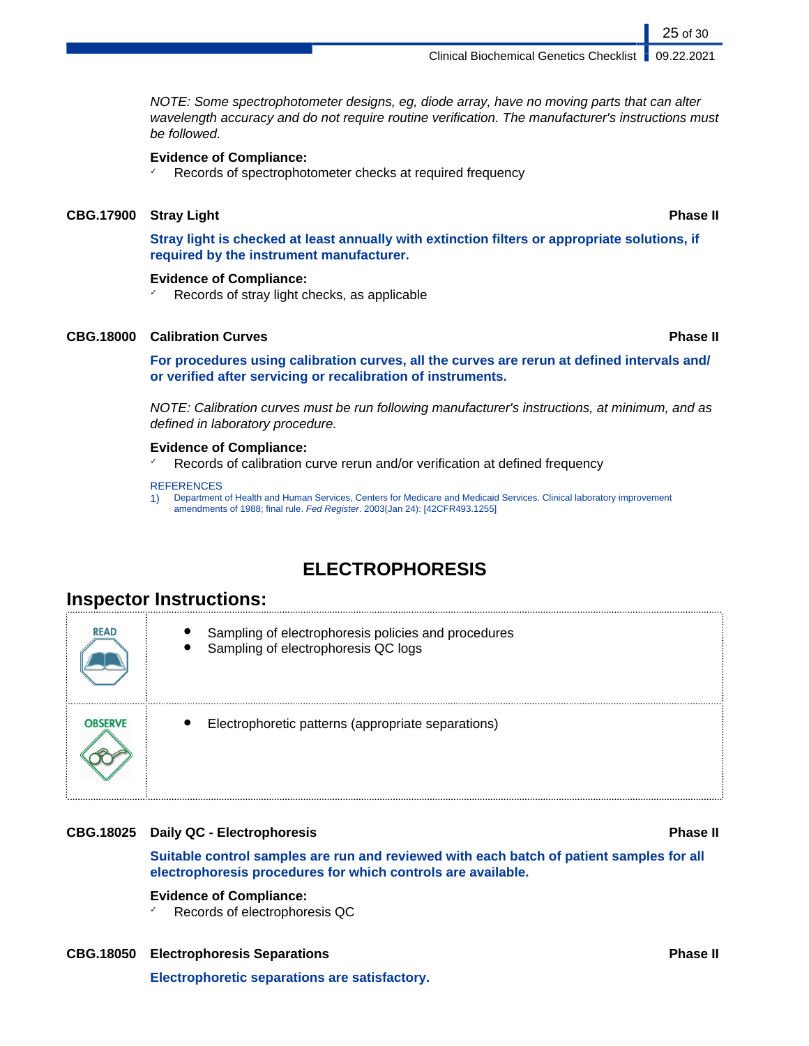*NOTE: Some spectrophotometer designs, eg, diode array, have no moving parts that can alter wavelength accuracy and do not require routine verification. The manufacturer's instructions must be followed.*

**Evidence of Compliance:**

- Records of spectrophotometer checks at required frequency

**CBG.17900 Stray Light** **Phase II**

**Stray light is checked at least annually with extinction filters or appropriate solutions, if required by the instrument manufacturer.**

**Evidence of Compliance:**

- Records of stray light checks, as applicable

**CBG.18000 Calibration Curves** **Phase II**

**For procedures using calibration curves, all the curves are rerun at defined intervals and/or verified after servicing or recalibration of instruments.**

*NOTE: Calibration curves must be run following manufacturer's instructions, at minimum, and as defined in laboratory procedure.*

**Evidence of Compliance:**

- Records of calibration curve rerun and/or verification at defined frequency

REFERENCES

1) Department of Health and Human Services, Centers for Medicare and Medicaid Services. Clinical laboratory improvement amendments of 1988; final rule. *Fed Register*. 2003(Jan 24): [42CFR493.1255]

# ELECTROPHORESIS

## Inspector Instructions:

| | |
|---|---|
| READ | • Sampling of electrophoresis policies and procedures<br>• Sampling of electrophoresis QC logs |
| OBSERVE | • Electrophoretic patterns (appropriate separations) |

**CBG.18025 Daily QC - Electrophoresis** **Phase II**

**Suitable control samples are run and reviewed with each batch of patient samples for all electrophoresis procedures for which controls are available.**

**Evidence of Compliance:**

- Records of electrophoresis QC

**CBG.18050 Electrophoresis Separations** **Phase II**

**Electrophoretic separations are satisfactory.**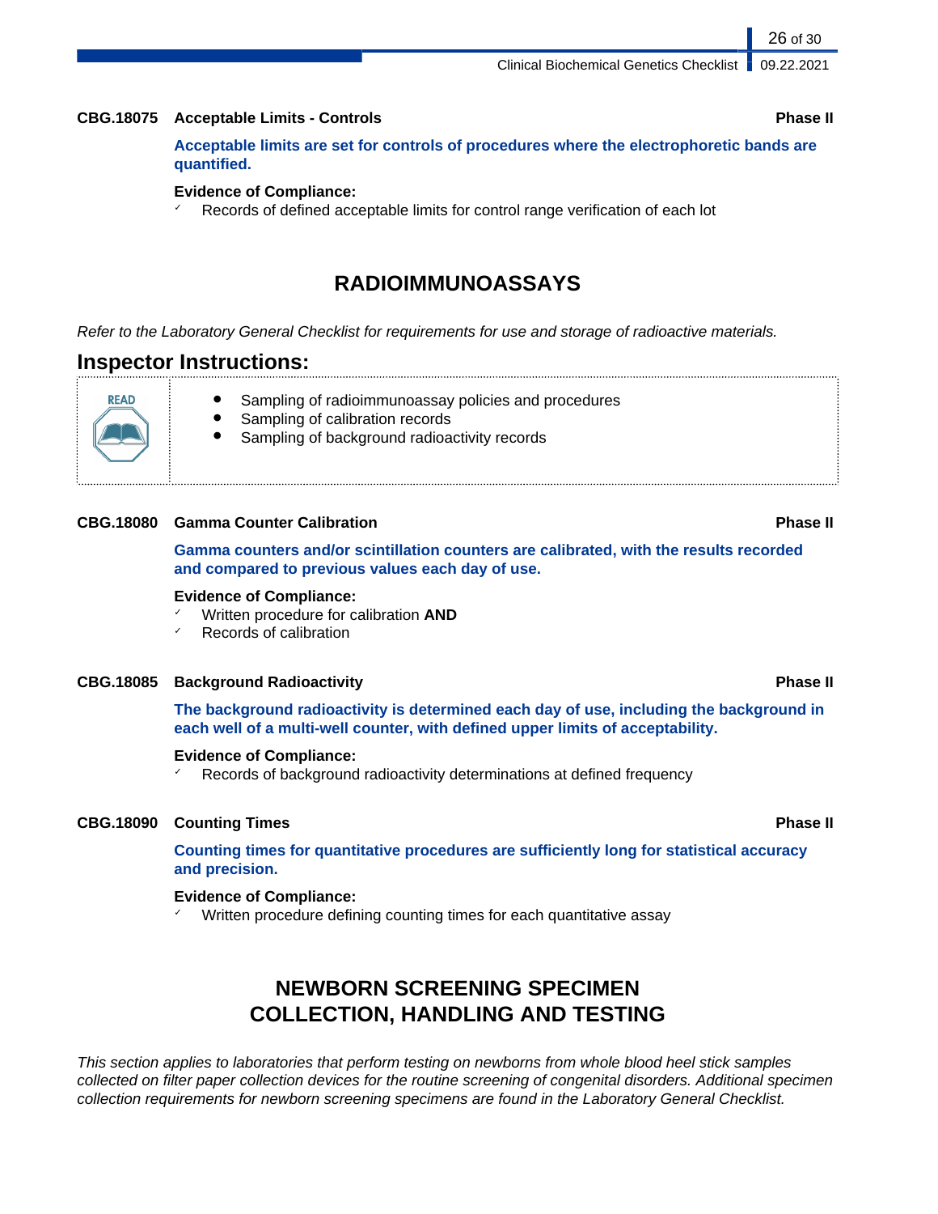**CBG.18075 Acceptable Limits - Controls** **Phase II**

**Acceptable limits are set for controls of procedures where the electrophoretic bands are quantified.**

**Evidence of Compliance:**
- ✓ Records of defined acceptable limits for control range verification of each lot

## RADIOIMMUNOASSAYS

*Refer to the Laboratory General Checklist for requirements for use and storage of radioactive materials.*

### Inspector Instructions:

READ

- Sampling of radioimmunoassay policies and procedures
- Sampling of calibration records
- Sampling of background radioactivity records

**CBG.18080 Gamma Counter Calibration** **Phase II**

**Gamma counters and/or scintillation counters are calibrated, with the results recorded and compared to previous values each day of use.**

**Evidence of Compliance:**
- ✓ Written procedure for calibration **AND**
- ✓ Records of calibration

**CBG.18085 Background Radioactivity** **Phase II**

**The background radioactivity is determined each day of use, including the background in each well of a multi-well counter, with defined upper limits of acceptability.**

**Evidence of Compliance:**
- ✓ Records of background radioactivity determinations at defined frequency

**CBG.18090 Counting Times** **Phase II**

**Counting times for quantitative procedures are sufficiently long for statistical accuracy and precision.**

**Evidence of Compliance:**
- ✓ Written procedure defining counting times for each quantitative assay

## NEWBORN SCREENING SPECIMEN COLLECTION, HANDLING AND TESTING

*This section applies to laboratories that perform testing on newborns from whole blood heel stick samples collected on filter paper collection devices for the routine screening of congenital disorders. Additional specimen collection requirements for newborn screening specimens are found in the Laboratory General Checklist.*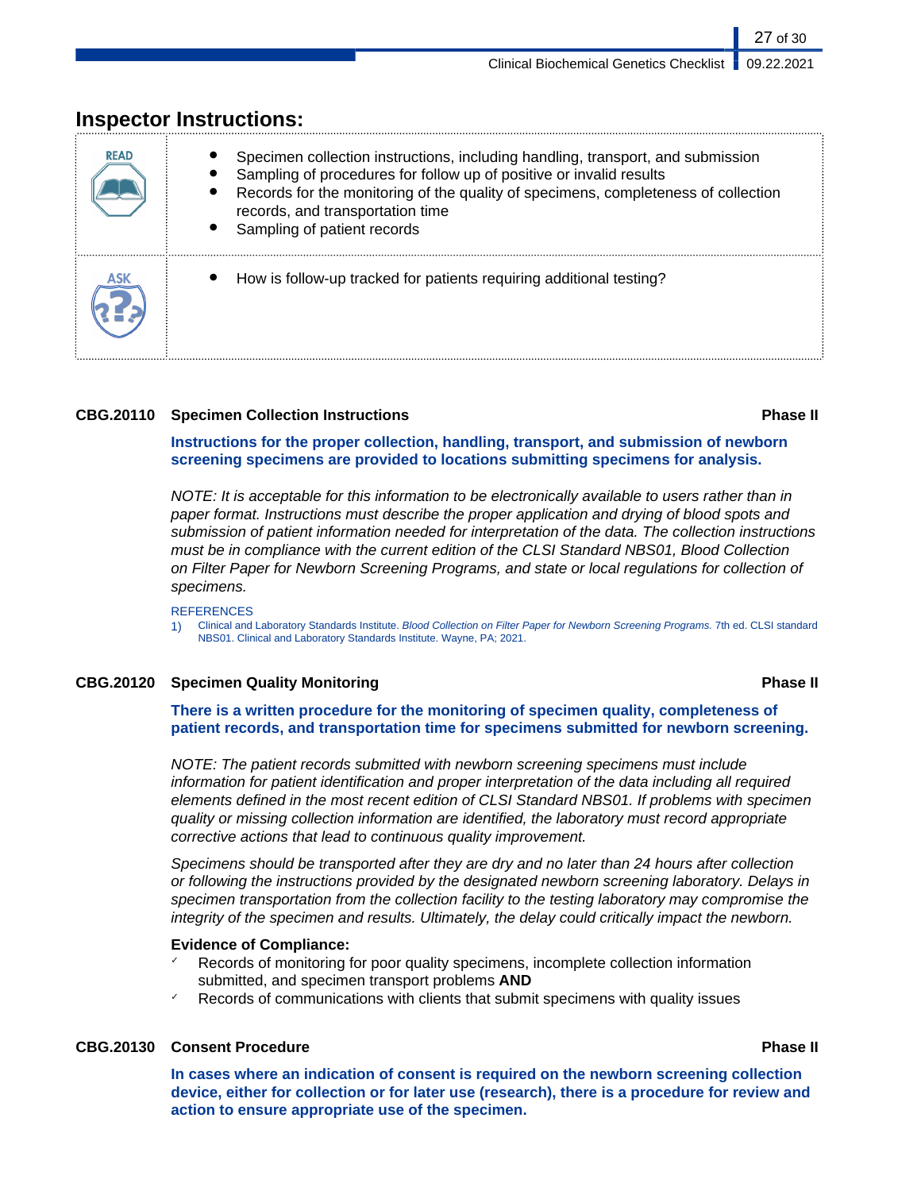## Inspector Instructions:

| | |
|---|---|
| READ | • Specimen collection instructions, including handling, transport, and submission<br>• Sampling of procedures for follow up of positive or invalid results<br>• Records for the monitoring of the quality of specimens, completeness of collection records, and transportation time<br>• Sampling of patient records |
| ASK | • How is follow-up tracked for patients requiring additional testing? |

### CBG.20110 Specimen Collection Instructions — Phase II

**Instructions for the proper collection, handling, transport, and submission of newborn screening specimens are provided to locations submitting specimens for analysis.**

*NOTE: It is acceptable for this information to be electronically available to users rather than in paper format. Instructions must describe the proper application and drying of blood spots and submission of patient information needed for interpretation of the data. The collection instructions must be in compliance with the current edition of the CLSI Standard NBS01, Blood Collection on Filter Paper for Newborn Screening Programs, and state or local regulations for collection of specimens.*

REFERENCES

1) Clinical and Laboratory Standards Institute. *Blood Collection on Filter Paper for Newborn Screening Programs.* 7th ed. CLSI standard NBS01. Clinical and Laboratory Standards Institute. Wayne, PA; 2021.

### CBG.20120 Specimen Quality Monitoring — Phase II

**There is a written procedure for the monitoring of specimen quality, completeness of patient records, and transportation time for specimens submitted for newborn screening.**

*NOTE: The patient records submitted with newborn screening specimens must include information for patient identification and proper interpretation of the data including all required elements defined in the most recent edition of CLSI Standard NBS01. If problems with specimen quality or missing collection information are identified, the laboratory must record appropriate corrective actions that lead to continuous quality improvement.*

*Specimens should be transported after they are dry and no later than 24 hours after collection or following the instructions provided by the designated newborn screening laboratory. Delays in specimen transportation from the collection facility to the testing laboratory may compromise the integrity of the specimen and results. Ultimately, the delay could critically impact the newborn.*

**Evidence of Compliance:**

- ✓ Records of monitoring for poor quality specimens, incomplete collection information submitted, and specimen transport problems **AND**
- ✓ Records of communications with clients that submit specimens with quality issues

### CBG.20130 Consent Procedure — Phase II

**In cases where an indication of consent is required on the newborn screening collection device, either for collection or for later use (research), there is a procedure for review and action to ensure appropriate use of the specimen.**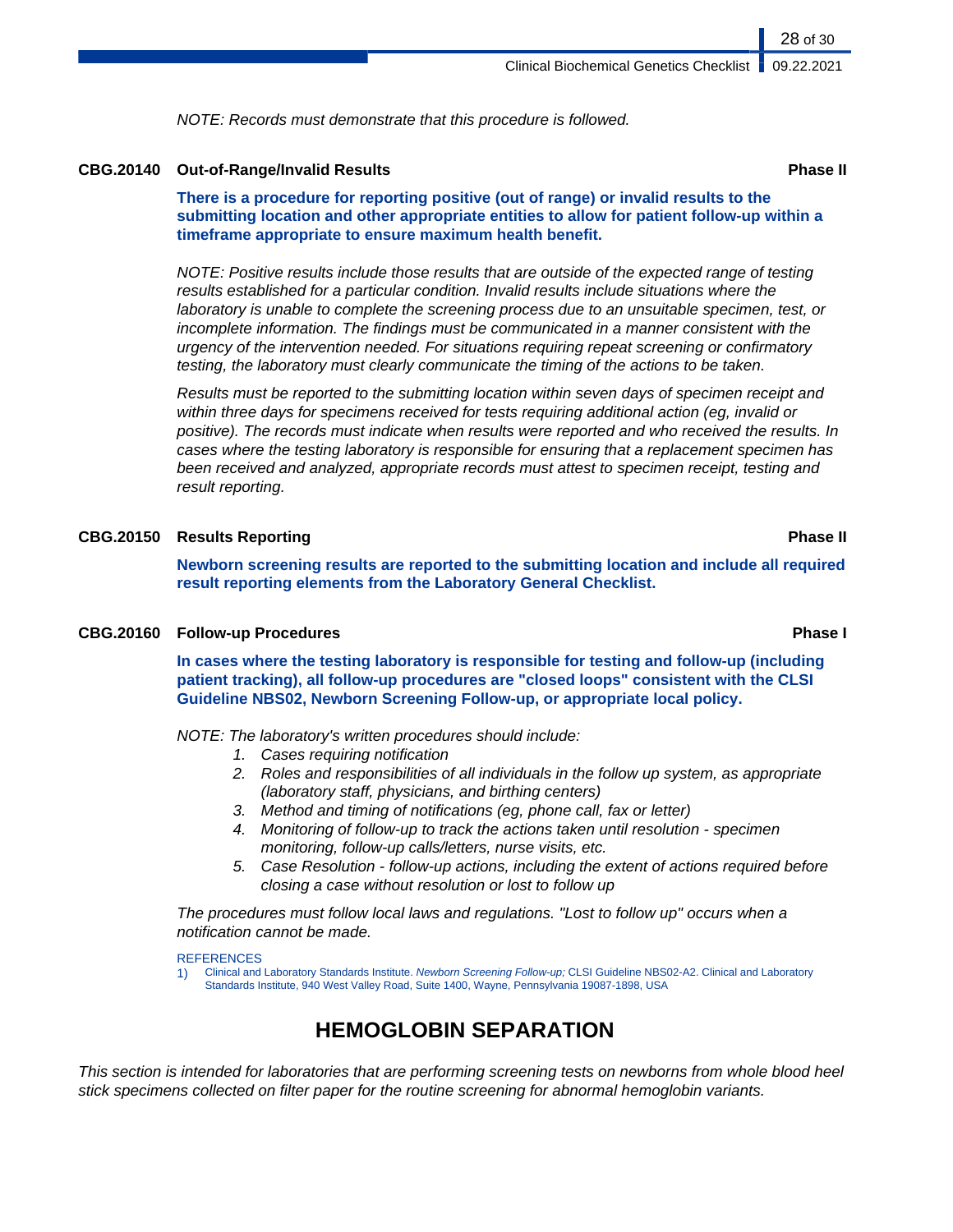*NOTE: Records must demonstrate that this procedure is followed.*

**CBG.20140 Out-of-Range/Invalid Results** **Phase II**

**There is a procedure for reporting positive (out of range) or invalid results to the submitting location and other appropriate entities to allow for patient follow-up within a timeframe appropriate to ensure maximum health benefit.**

*NOTE: Positive results include those results that are outside of the expected range of testing results established for a particular condition. Invalid results include situations where the laboratory is unable to complete the screening process due to an unsuitable specimen, test, or incomplete information. The findings must be communicated in a manner consistent with the urgency of the intervention needed. For situations requiring repeat screening or confirmatory testing, the laboratory must clearly communicate the timing of the actions to be taken.*

*Results must be reported to the submitting location within seven days of specimen receipt and within three days for specimens received for tests requiring additional action (eg, invalid or positive). The records must indicate when results were reported and who received the results. In cases where the testing laboratory is responsible for ensuring that a replacement specimen has been received and analyzed, appropriate records must attest to specimen receipt, testing and result reporting.*

**CBG.20150 Results Reporting** **Phase II**

**Newborn screening results are reported to the submitting location and include all required result reporting elements from the Laboratory General Checklist.**

**CBG.20160 Follow-up Procedures** **Phase I**

**In cases where the testing laboratory is responsible for testing and follow-up (including patient tracking), all follow-up procedures are "closed loops" consistent with the CLSI Guideline NBS02, Newborn Screening Follow-up, or appropriate local policy.**

*NOTE: The laboratory's written procedures should include:*

1. *Cases requiring notification*
2. *Roles and responsibilities of all individuals in the follow up system, as appropriate (laboratory staff, physicians, and birthing centers)*
3. *Method and timing of notifications (eg, phone call, fax or letter)*
4. *Monitoring of follow-up to track the actions taken until resolution - specimen monitoring, follow-up calls/letters, nurse visits, etc.*
5. *Case Resolution - follow-up actions, including the extent of actions required before closing a case without resolution or lost to follow up*

*The procedures must follow local laws and regulations. "Lost to follow up" occurs when a notification cannot be made.*

REFERENCES

1) Clinical and Laboratory Standards Institute. *Newborn Screening Follow-up;* CLSI Guideline NBS02-A2. Clinical and Laboratory Standards Institute, 940 West Valley Road, Suite 1400, Wayne, Pennsylvania 19087-1898, USA

# HEMOGLOBIN SEPARATION

*This section is intended for laboratories that are performing screening tests on newborns from whole blood heel stick specimens collected on filter paper for the routine screening for abnormal hemoglobin variants.*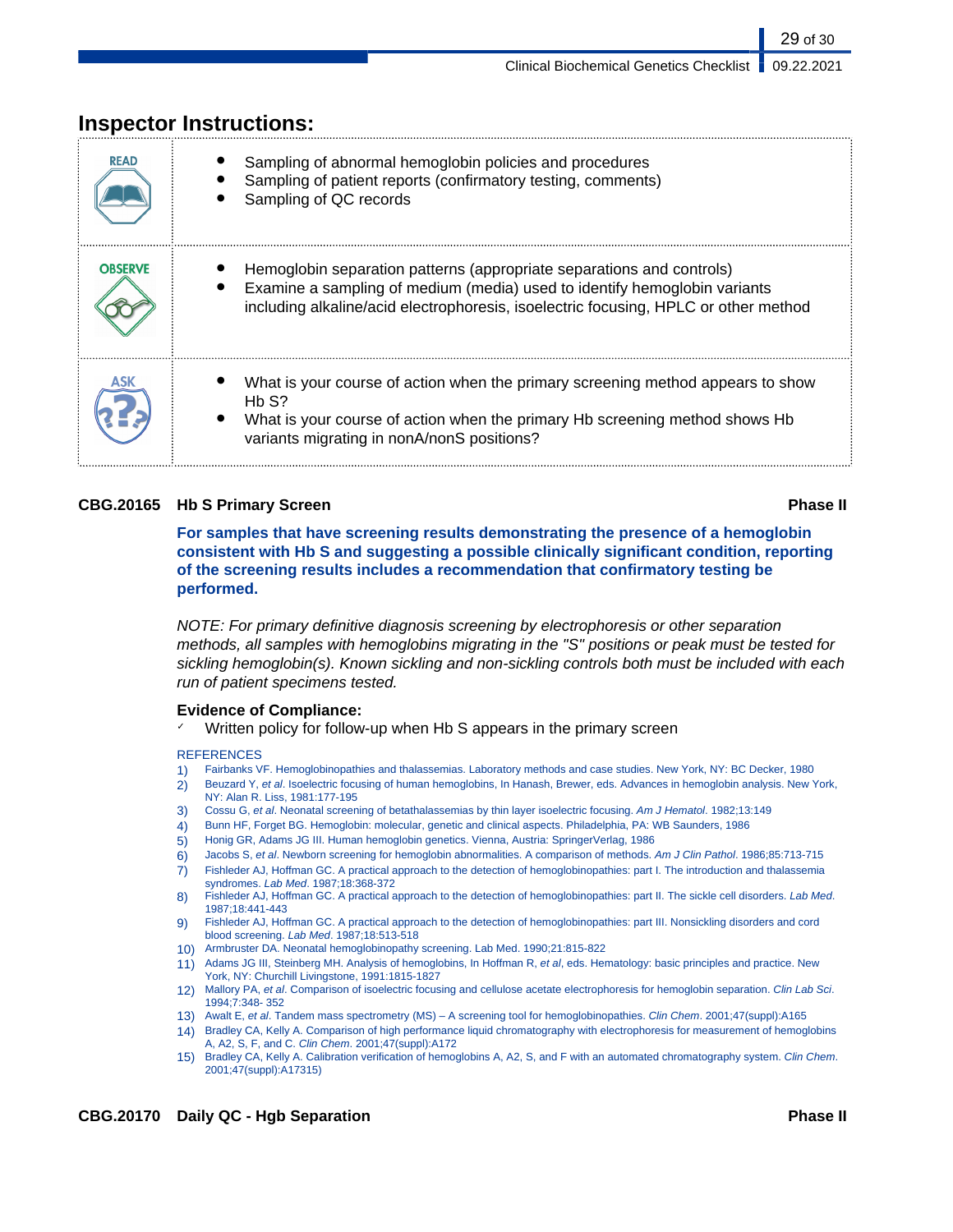## Inspector Instructions:

| | |
|---|---|
| **READ** | • Sampling of abnormal hemoglobin policies and procedures<br>• Sampling of patient reports (confirmatory testing, comments)<br>• Sampling of QC records |
| **OBSERVE** | • Hemoglobin separation patterns (appropriate separations and controls)<br>• Examine a sampling of medium (media) used to identify hemoglobin variants including alkaline/acid electrophoresis, isoelectric focusing, HPLC or other method |
| **ASK** | • What is your course of action when the primary screening method appears to show Hb S?<br>• What is your course of action when the primary Hb screening method shows Hb variants migrating in nonA/nonS positions? |

### CBG.20165 Hb S Primary Screen — Phase II

**For samples that have screening results demonstrating the presence of a hemoglobin consistent with Hb S and suggesting a possible clinically significant condition, reporting of the screening results includes a recommendation that confirmatory testing be performed.**

*NOTE: For primary definitive diagnosis screening by electrophoresis or other separation methods, all samples with hemoglobins migrating in the "S" positions or peak must be tested for sickling hemoglobin(s). Known sickling and non-sickling controls both must be included with each run of patient specimens tested.*

**Evidence of Compliance:**

✓ Written policy for follow-up when Hb S appears in the primary screen

REFERENCES

1) Fairbanks VF. Hemoglobinopathies and thalassemias. Laboratory methods and case studies. New York, NY: BC Decker, 1980
2) Beuzard Y, *et al*. Isoelectric focusing of human hemoglobins, In Hanash, Brewer, eds. Advances in hemoglobin analysis. New York, NY: Alan R. Liss, 1981:177-195
3) Cossu G, *et al*. Neonatal screening of betathalassemias by thin layer isoelectric focusing. *Am J Hematol*. 1982;13:149
4) Bunn HF, Forget BG. Hemoglobin: molecular, genetic and clinical aspects. Philadelphia, PA: WB Saunders, 1986
5) Honig GR, Adams JG III. Human hemoglobin genetics. Vienna, Austria: SpringerVerlag, 1986
6) Jacobs S, *et al*. Newborn screening for hemoglobin abnormalities. A comparison of methods. *Am J Clin Pathol*. 1986;85:713-715
7) Fishleder AJ, Hoffman GC. A practical approach to the detection of hemoglobinopathies: part I. The introduction and thalassemia syndromes. *Lab Med*. 1987;18:368-372
8) Fishleder AJ, Hoffman GC. A practical approach to the detection of hemoglobinopathies: part II. The sickle cell disorders. *Lab Med*. 1987;18:441-443
9) Fishleder AJ, Hoffman GC. A practical approach to the detection of hemoglobinopathies: part III. Nonsickling disorders and cord blood screening. *Lab Med*. 1987;18:513-518
10) Armbruster DA. Neonatal hemoglobinopathy screening. Lab Med. 1990;21:815-822
11) Adams JG III, Steinberg MH. Analysis of hemoglobins, In Hoffman R, *et al*, eds. Hematology: basic principles and practice. New York, NY: Churchill Livingstone, 1991:1815-1827
12) Mallory PA, *et al*. Comparison of isoelectric focusing and cellulose acetate electrophoresis for hemoglobin separation. *Clin Lab Sci*. 1994;7:348- 352
13) Awalt E, *et al*. Tandem mass spectrometry (MS) – A screening tool for hemoglobinopathies. *Clin Chem*. 2001;47(suppl):A165
14) Bradley CA, Kelly A. Comparison of high performance liquid chromatography with electrophoresis for measurement of hemoglobins A, A2, S, F, and C. *Clin Chem*. 2001;47(suppl):A172
15) Bradley CA, Kelly A. Calibration verification of hemoglobins A, A2, S, and F with an automated chromatography system. *Clin Chem*. 2001;47(suppl):A17315)

### CBG.20170 Daily QC - Hgb Separation — Phase II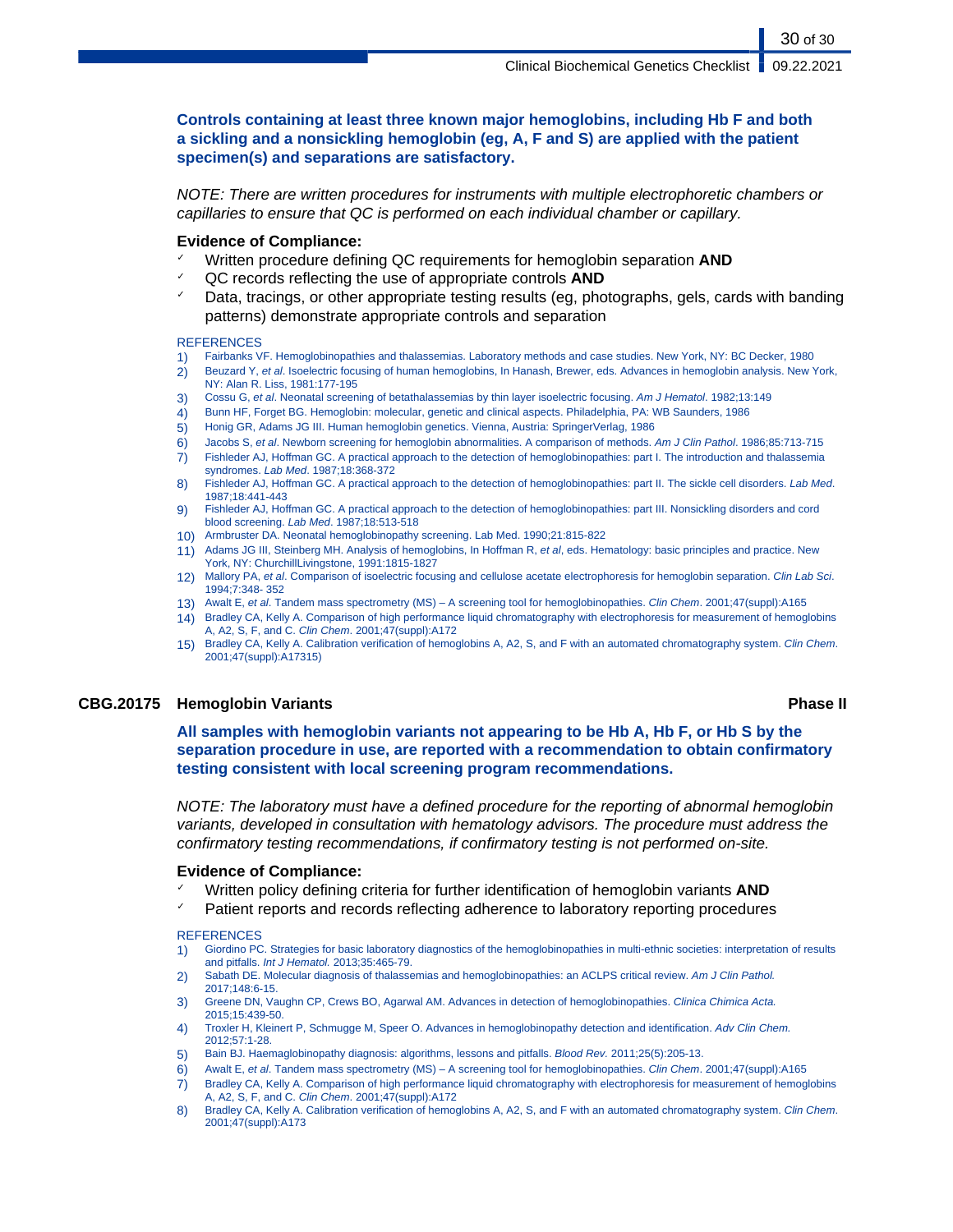**Controls containing at least three known major hemoglobins, including Hb F and both a sickling and a nonsickling hemoglobin (eg, A, F and S) are applied with the patient specimen(s) and separations are satisfactory.**

*NOTE: There are written procedures for instruments with multiple electrophoretic chambers or capillaries to ensure that QC is performed on each individual chamber or capillary.*

**Evidence of Compliance:**

- Written procedure defining QC requirements for hemoglobin separation **AND**
- QC records reflecting the use of appropriate controls **AND**
- Data, tracings, or other appropriate testing results (eg, photographs, gels, cards with banding patterns) demonstrate appropriate controls and separation

REFERENCES

1) Fairbanks VF. Hemoglobinopathies and thalassemias. Laboratory methods and case studies. New York, NY: BC Decker, 1980
2) Beuzard Y, *et al*. Isoelectric focusing of human hemoglobins, In Hanash, Brewer, eds. Advances in hemoglobin analysis. New York, NY: Alan R. Liss, 1981:177-195
3) Cossu G, *et al*. Neonatal screening of betathalassemias by thin layer isoelectric focusing. *Am J Hematol*. 1982;13:149
4) Bunn HF, Forget BG. Hemoglobin: molecular, genetic and clinical aspects. Philadelphia, PA: WB Saunders, 1986
5) Honig GR, Adams JG III. Human hemoglobin genetics. Vienna, Austria: SpringerVerlag, 1986
6) Jacobs S, *et al*. Newborn screening for hemoglobin abnormalities. A comparison of methods. *Am J Clin Pathol*. 1986;85:713-715
7) Fishleder AJ, Hoffman GC. A practical approach to the detection of hemoglobinopathies: part I. The introduction and thalassemia syndromes. *Lab Med*. 1987;18:368-372
8) Fishleder AJ, Hoffman GC. A practical approach to the detection of hemoglobinopathies: part II. The sickle cell disorders. *Lab Med*. 1987;18:441-443
9) Fishleder AJ, Hoffman GC. A practical approach to the detection of hemoglobinopathies: part III. Nonsickling disorders and cord blood screening. *Lab Med*. 1987;18:513-518
10) Armbruster DA. Neonatal hemoglobinopathy screening. Lab Med. 1990;21:815-822
11) Adams JG III, Steinberg MH. Analysis of hemoglobins, In Hoffman R, *et al*, eds. Hematology: basic principles and practice. New York, NY: ChurchillLivingstone, 1991:1815-1827
12) Mallory PA, *et al*. Comparison of isoelectric focusing and cellulose acetate electrophoresis for hemoglobin separation. *Clin Lab Sci*. 1994;7:348- 352
13) Awalt E, *et al*. Tandem mass spectrometry (MS) – A screening tool for hemoglobinopathies. *Clin Chem*. 2001;47(suppl):A165
14) Bradley CA, Kelly A. Comparison of high performance liquid chromatography with electrophoresis for measurement of hemoglobins A, A2, S, F, and C. *Clin Chem*. 2001;47(suppl):A172
15) Bradley CA, Kelly A. Calibration verification of hemoglobins A, A2, S, and F with an automated chromatography system. *Clin Chem*. 2001;47(suppl):A17315)

## CBG.20175 Hemoglobin Variants — Phase II

**All samples with hemoglobin variants not appearing to be Hb A, Hb F, or Hb S by the separation procedure in use, are reported with a recommendation to obtain confirmatory testing consistent with local screening program recommendations.**

*NOTE: The laboratory must have a defined procedure for the reporting of abnormal hemoglobin variants, developed in consultation with hematology advisors. The procedure must address the confirmatory testing recommendations, if confirmatory testing is not performed on-site.*

**Evidence of Compliance:**

- Written policy defining criteria for further identification of hemoglobin variants **AND**
- Patient reports and records reflecting adherence to laboratory reporting procedures

REFERENCES

1) Giordino PC. Strategies for basic laboratory diagnostics of the hemoglobinopathies in multi-ethnic societies: interpretation of results and pitfalls. *Int J Hematol.* 2013;35:465-79.
2) Sabath DE. Molecular diagnosis of thalassemias and hemoglobinopathies: an ACLPS critical review. *Am J Clin Pathol.* 2017;148:6-15.
3) Greene DN, Vaughn CP, Crews BO, Agarwal AM. Advances in detection of hemoglobinopathies. *Clinica Chimica Acta.* 2015;15:439-50.
4) Troxler H, Kleinert P, Schmugge M, Speer O. Advances in hemoglobinopathy detection and identification. *Adv Clin Chem.* 2012;57:1-28.
5) Bain BJ. Haemaglobinopathy diagnosis: algorithms, lessons and pitfalls. *Blood Rev.* 2011;25(5):205-13.
6) Awalt E, *et al*. Tandem mass spectrometry (MS) – A screening tool for hemoglobinopathies. *Clin Chem*. 2001;47(suppl):A165
7) Bradley CA, Kelly A. Comparison of high performance liquid chromatography with electrophoresis for measurement of hemoglobins A, A2, S, F, and C. *Clin Chem*. 2001;47(suppl):A172
8) Bradley CA, Kelly A. Calibration verification of hemoglobins A, A2, S, and F with an automated chromatography system. *Clin Chem*. 2001;47(suppl):A173